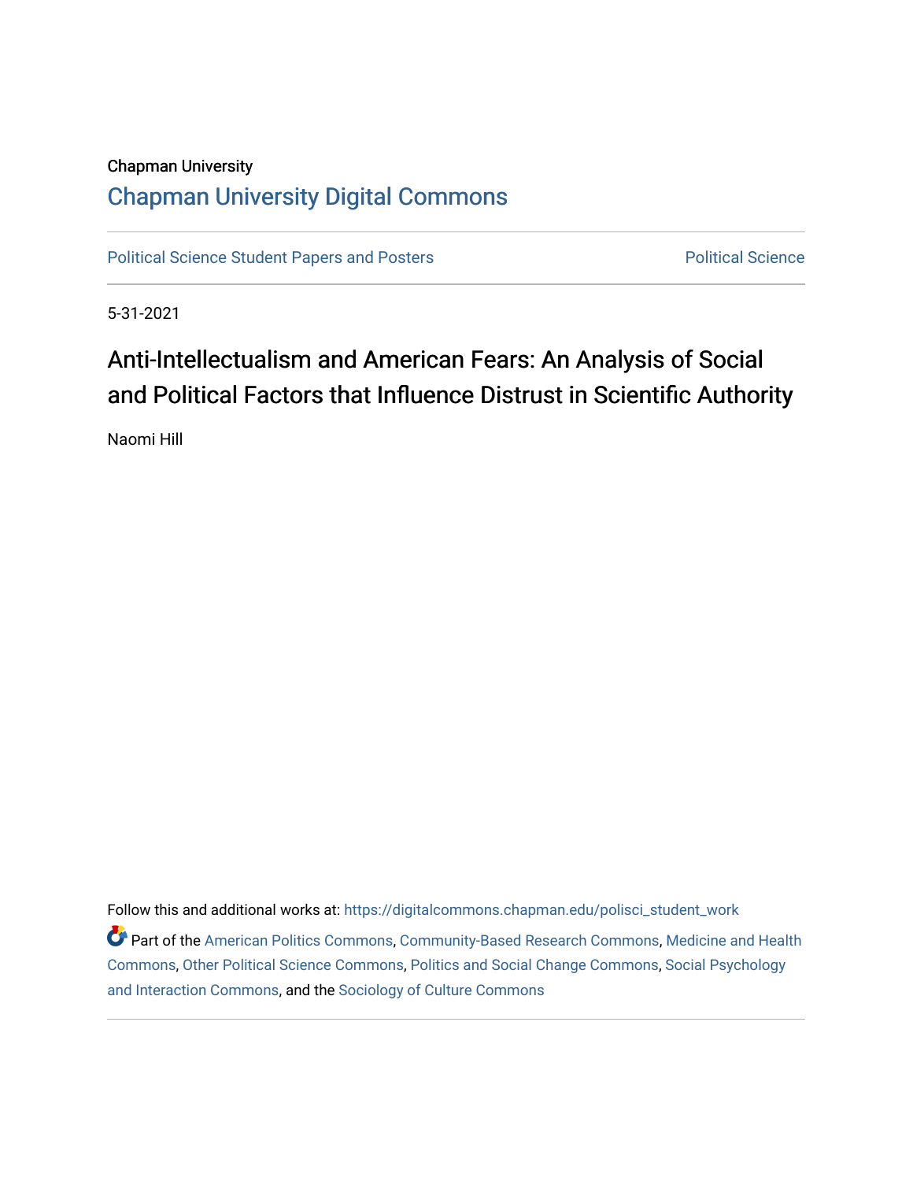Chapman University

Chapman University Digital Commons

Political Science Student Papers and Posters | Political Science

5-31-2021

# Anti-Intellectualism and American Fears: An Analysis of Social and Political Factors that Influence Distrust in Scientific Authority

Naomi Hill

Follow this and additional works at: https://digitalcommons.chapman.edu/polisci_student_work

Part of the American Politics Commons, Community-Based Research Commons, Medicine and Health Commons, Other Political Science Commons, Politics and Social Change Commons, Social Psychology and Interaction Commons, and the Sociology of Culture Commons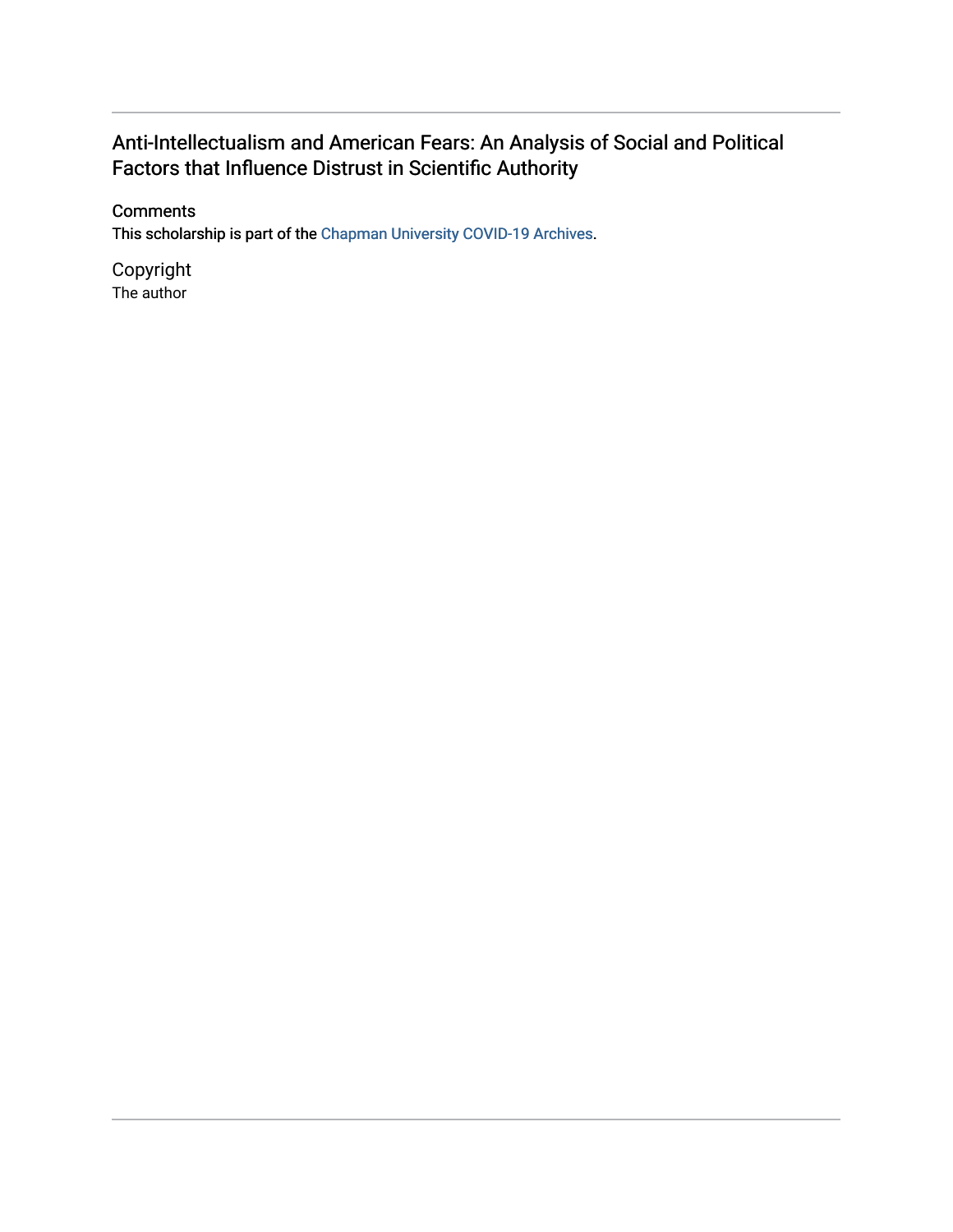# Anti-Intellectualism and American Fears: An Analysis of Social and Political Factors that Influence Distrust in Scientific Authority

## Comments

This scholarship is part of the Chapman University COVID-19 Archives.

## Copyright

The author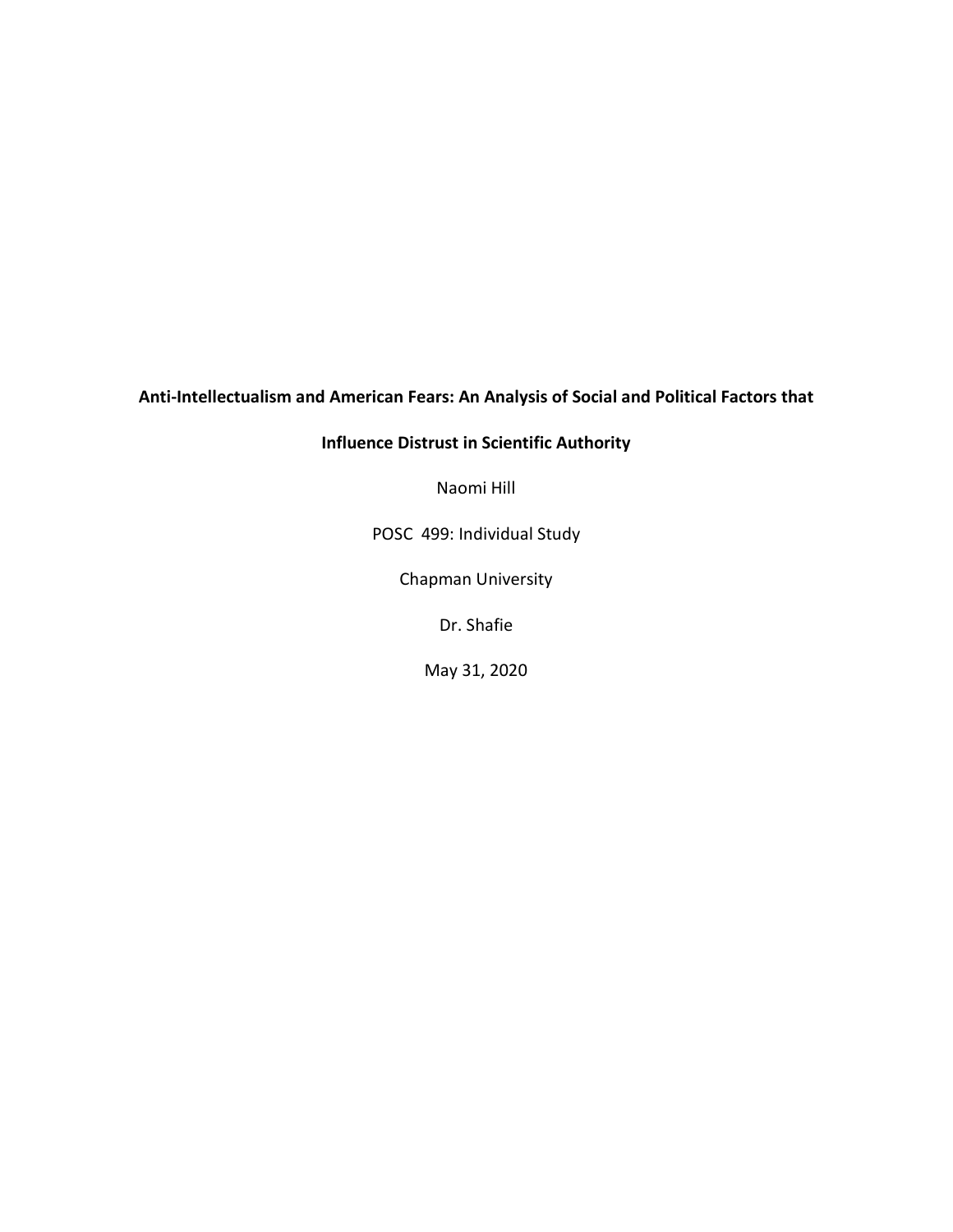**Anti-Intellectualism and American Fears: An Analysis of Social and Political Factors that Influence Distrust in Scientific Authority**

Naomi Hill

POSC 499: Individual Study

Chapman University

Dr. Shafie

May 31, 2020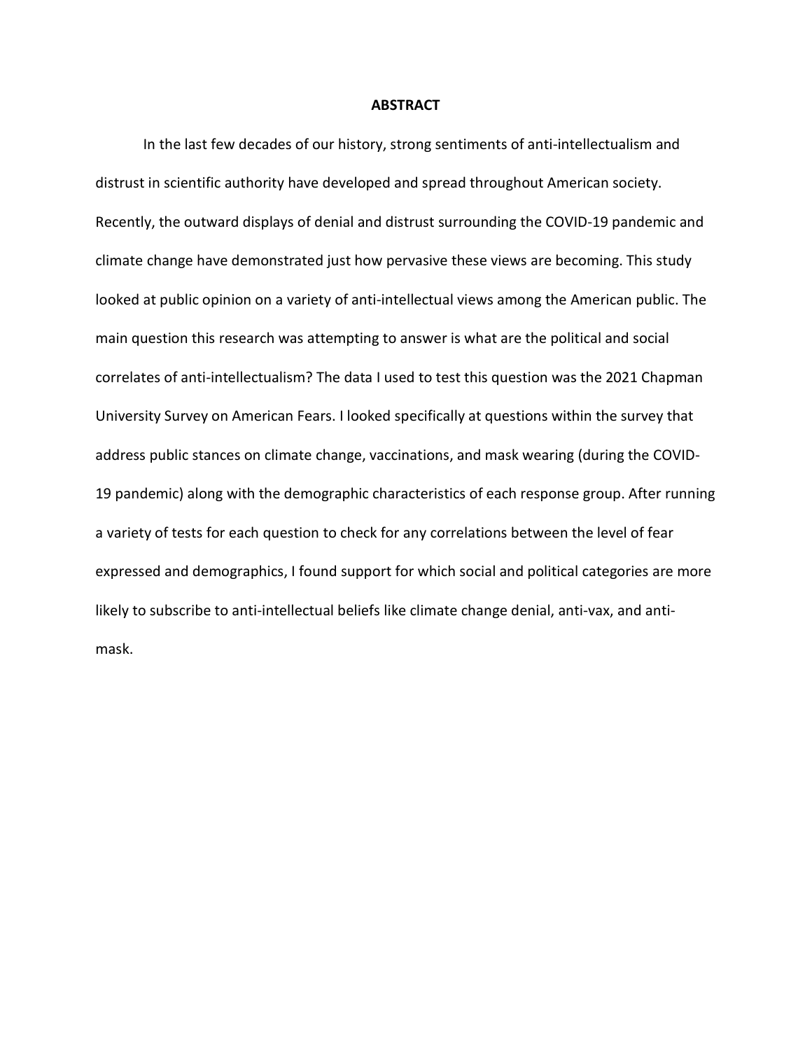# ABSTRACT

In the last few decades of our history, strong sentiments of anti-intellectualism and distrust in scientific authority have developed and spread throughout American society. Recently, the outward displays of denial and distrust surrounding the COVID-19 pandemic and climate change have demonstrated just how pervasive these views are becoming. This study looked at public opinion on a variety of anti-intellectual views among the American public. The main question this research was attempting to answer is what are the political and social correlates of anti-intellectualism? The data I used to test this question was the 2021 Chapman University Survey on American Fears. I looked specifically at questions within the survey that address public stances on climate change, vaccinations, and mask wearing (during the COVID-19 pandemic) along with the demographic characteristics of each response group. After running a variety of tests for each question to check for any correlations between the level of fear expressed and demographics, I found support for which social and political categories are more likely to subscribe to anti-intellectual beliefs like climate change denial, anti-vax, and anti-mask.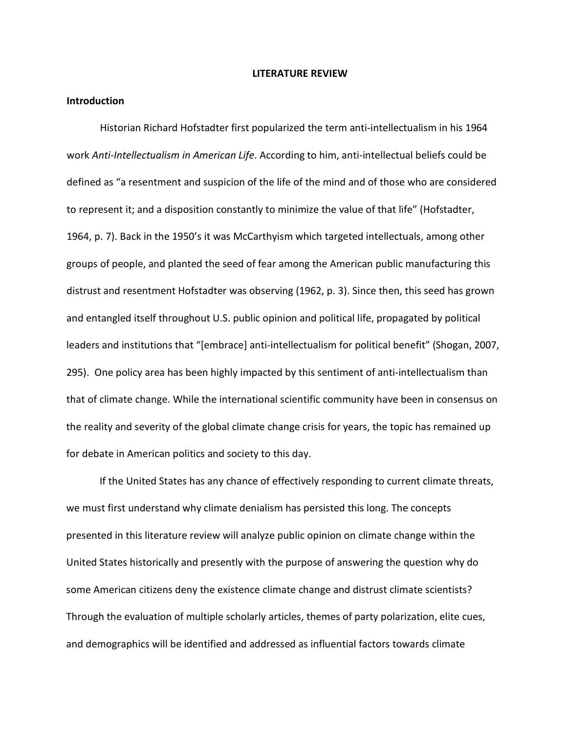# LITERATURE REVIEW

## Introduction

Historian Richard Hofstadter first popularized the term anti-intellectualism in his 1964 work *Anti-Intellectualism in American Life*. According to him, anti-intellectual beliefs could be defined as "a resentment and suspicion of the life of the mind and of those who are considered to represent it; and a disposition constantly to minimize the value of that life" (Hofstadter, 1964, p. 7). Back in the 1950's it was McCarthyism which targeted intellectuals, among other groups of people, and planted the seed of fear among the American public manufacturing this distrust and resentment Hofstadter was observing (1962, p. 3). Since then, this seed has grown and entangled itself throughout U.S. public opinion and political life, propagated by political leaders and institutions that "[embrace] anti-intellectualism for political benefit" (Shogan, 2007, 295). One policy area has been highly impacted by this sentiment of anti-intellectualism than that of climate change. While the international scientific community have been in consensus on the reality and severity of the global climate change crisis for years, the topic has remained up for debate in American politics and society to this day.

If the United States has any chance of effectively responding to current climate threats, we must first understand why climate denialism has persisted this long. The concepts presented in this literature review will analyze public opinion on climate change within the United States historically and presently with the purpose of answering the question why do some American citizens deny the existence climate change and distrust climate scientists? Through the evaluation of multiple scholarly articles, themes of party polarization, elite cues, and demographics will be identified and addressed as influential factors towards climate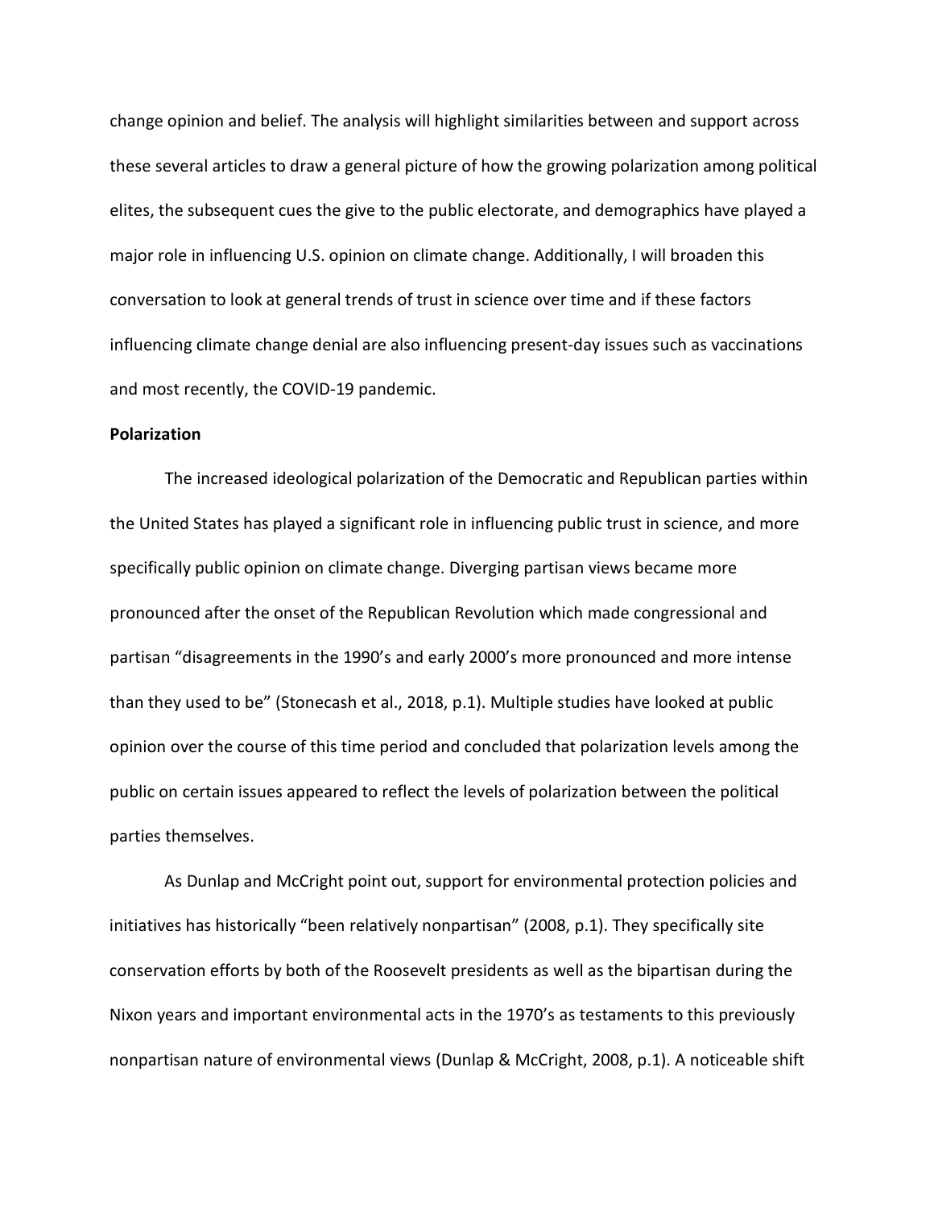change opinion and belief. The analysis will highlight similarities between and support across these several articles to draw a general picture of how the growing polarization among political elites, the subsequent cues the give to the public electorate, and demographics have played a major role in influencing U.S. opinion on climate change. Additionally, I will broaden this conversation to look at general trends of trust in science over time and if these factors influencing climate change denial are also influencing present-day issues such as vaccinations and most recently, the COVID-19 pandemic.

**Polarization**

The increased ideological polarization of the Democratic and Republican parties within the United States has played a significant role in influencing public trust in science, and more specifically public opinion on climate change. Diverging partisan views became more pronounced after the onset of the Republican Revolution which made congressional and partisan "disagreements in the 1990's and early 2000's more pronounced and more intense than they used to be" (Stonecash et al., 2018, p.1). Multiple studies have looked at public opinion over the course of this time period and concluded that polarization levels among the public on certain issues appeared to reflect the levels of polarization between the political parties themselves.

As Dunlap and McCright point out, support for environmental protection policies and initiatives has historically "been relatively nonpartisan" (2008, p.1). They specifically site conservation efforts by both of the Roosevelt presidents as well as the bipartisan during the Nixon years and important environmental acts in the 1970's as testaments to this previously nonpartisan nature of environmental views (Dunlap & McCright, 2008, p.1). A noticeable shift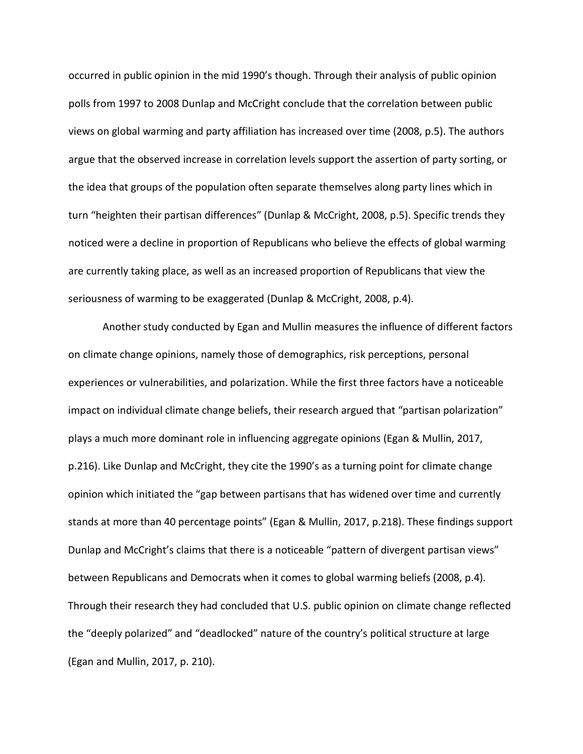occurred in public opinion in the mid 1990's though. Through their analysis of public opinion polls from 1997 to 2008 Dunlap and McCright conclude that the correlation between public views on global warming and party affiliation has increased over time (2008, p.5). The authors argue that the observed increase in correlation levels support the assertion of party sorting, or the idea that groups of the population often separate themselves along party lines which in turn "heighten their partisan differences" (Dunlap & McCright, 2008, p.5). Specific trends they noticed were a decline in proportion of Republicans who believe the effects of global warming are currently taking place, as well as an increased proportion of Republicans that view the seriousness of warming to be exaggerated (Dunlap & McCright, 2008, p.4).

Another study conducted by Egan and Mullin measures the influence of different factors on climate change opinions, namely those of demographics, risk perceptions, personal experiences or vulnerabilities, and polarization. While the first three factors have a noticeable impact on individual climate change beliefs, their research argued that "partisan polarization" plays a much more dominant role in influencing aggregate opinions (Egan & Mullin, 2017, p.216). Like Dunlap and McCright, they cite the 1990's as a turning point for climate change opinion which initiated the "gap between partisans that has widened over time and currently stands at more than 40 percentage points" (Egan & Mullin, 2017, p.218). These findings support Dunlap and McCright's claims that there is a noticeable "pattern of divergent partisan views" between Republicans and Democrats when it comes to global warming beliefs (2008, p.4). Through their research they had concluded that U.S. public opinion on climate change reflected the "deeply polarized" and "deadlocked" nature of the country's political structure at large (Egan and Mullin, 2017, p. 210).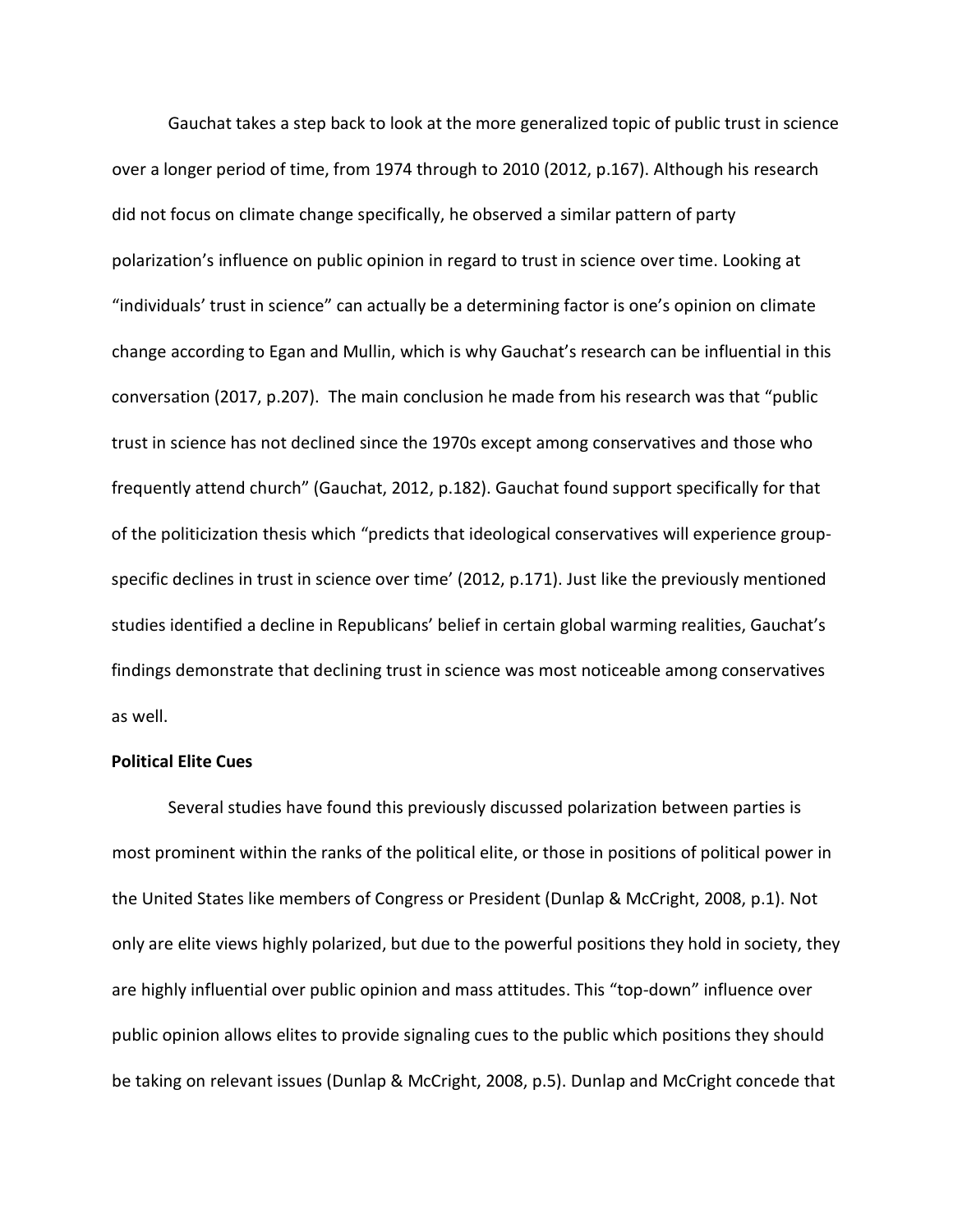Gauchat takes a step back to look at the more generalized topic of public trust in science over a longer period of time, from 1974 through to 2010 (2012, p.167). Although his research did not focus on climate change specifically, he observed a similar pattern of party polarization's influence on public opinion in regard to trust in science over time. Looking at "individuals' trust in science" can actually be a determining factor is one's opinion on climate change according to Egan and Mullin, which is why Gauchat's research can be influential in this conversation (2017, p.207). The main conclusion he made from his research was that "public trust in science has not declined since the 1970s except among conservatives and those who frequently attend church" (Gauchat, 2012, p.182). Gauchat found support specifically for that of the politicization thesis which "predicts that ideological conservatives will experience group-specific declines in trust in science over time' (2012, p.171). Just like the previously mentioned studies identified a decline in Republicans' belief in certain global warming realities, Gauchat's findings demonstrate that declining trust in science was most noticeable among conservatives as well.

**Political Elite Cues**

Several studies have found this previously discussed polarization between parties is most prominent within the ranks of the political elite, or those in positions of political power in the United States like members of Congress or President (Dunlap & McCright, 2008, p.1). Not only are elite views highly polarized, but due to the powerful positions they hold in society, they are highly influential over public opinion and mass attitudes. This "top-down" influence over public opinion allows elites to provide signaling cues to the public which positions they should be taking on relevant issues (Dunlap & McCright, 2008, p.5). Dunlap and McCright concede that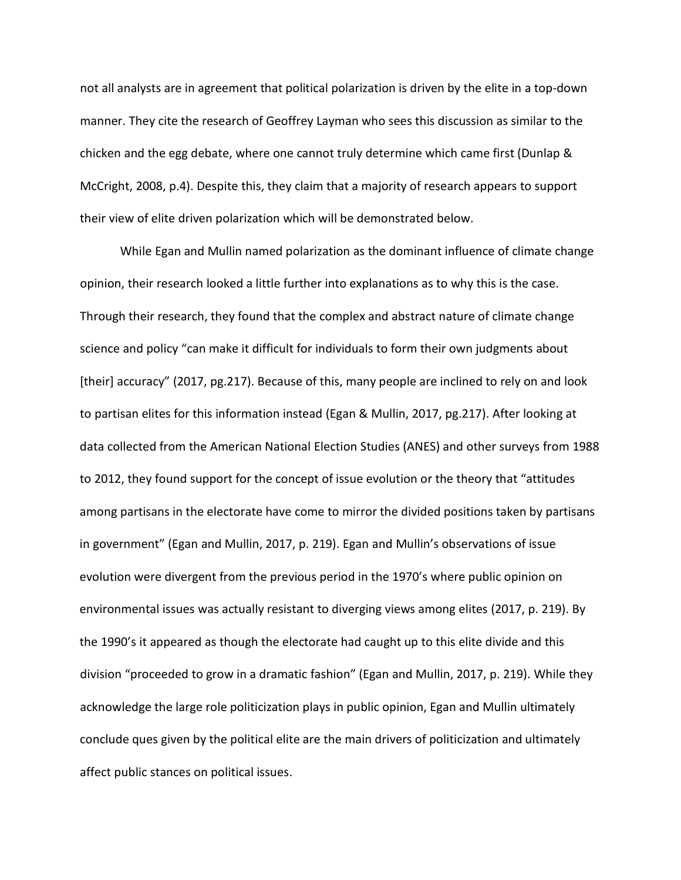not all analysts are in agreement that political polarization is driven by the elite in a top-down manner. They cite the research of Geoffrey Layman who sees this discussion as similar to the chicken and the egg debate, where one cannot truly determine which came first (Dunlap & McCright, 2008, p.4). Despite this, they claim that a majority of research appears to support their view of elite driven polarization which will be demonstrated below.

While Egan and Mullin named polarization as the dominant influence of climate change opinion, their research looked a little further into explanations as to why this is the case. Through their research, they found that the complex and abstract nature of climate change science and policy "can make it difficult for individuals to form their own judgments about [their] accuracy" (2017, pg.217). Because of this, many people are inclined to rely on and look to partisan elites for this information instead (Egan & Mullin, 2017, pg.217). After looking at data collected from the American National Election Studies (ANES) and other surveys from 1988 to 2012, they found support for the concept of issue evolution or the theory that "attitudes among partisans in the electorate have come to mirror the divided positions taken by partisans in government" (Egan and Mullin, 2017, p. 219). Egan and Mullin's observations of issue evolution were divergent from the previous period in the 1970's where public opinion on environmental issues was actually resistant to diverging views among elites (2017, p. 219). By the 1990's it appeared as though the electorate had caught up to this elite divide and this division "proceeded to grow in a dramatic fashion" (Egan and Mullin, 2017, p. 219). While they acknowledge the large role politicization plays in public opinion, Egan and Mullin ultimately conclude ques given by the political elite are the main drivers of politicization and ultimately affect public stances on political issues.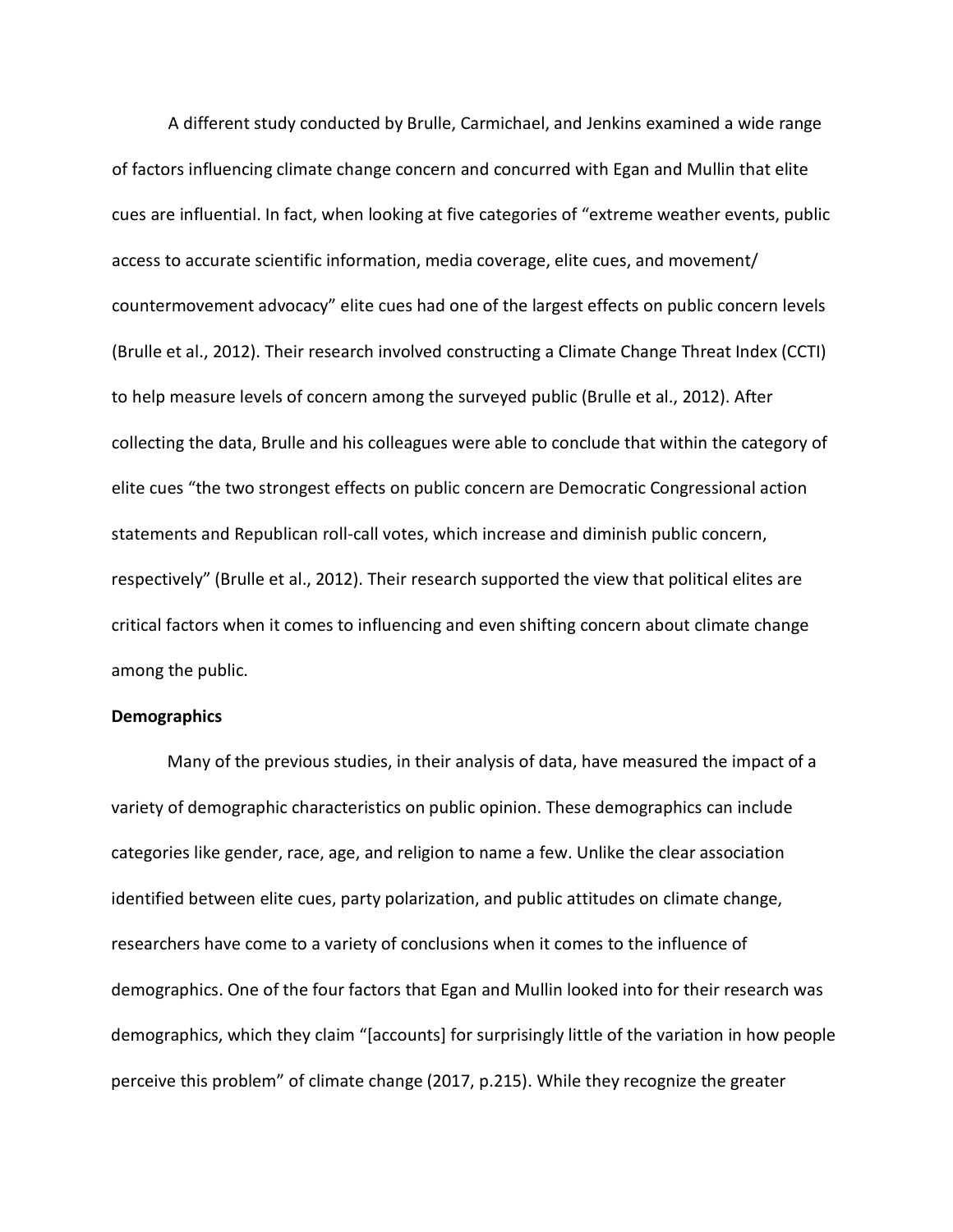A different study conducted by Brulle, Carmichael, and Jenkins examined a wide range of factors influencing climate change concern and concurred with Egan and Mullin that elite cues are influential. In fact, when looking at five categories of "extreme weather events, public access to accurate scientific information, media coverage, elite cues, and movement/ countermovement advocacy" elite cues had one of the largest effects on public concern levels (Brulle et al., 2012). Their research involved constructing a Climate Change Threat Index (CCTI) to help measure levels of concern among the surveyed public (Brulle et al., 2012). After collecting the data, Brulle and his colleagues were able to conclude that within the category of elite cues "the two strongest effects on public concern are Democratic Congressional action statements and Republican roll-call votes, which increase and diminish public concern, respectively" (Brulle et al., 2012). Their research supported the view that political elites are critical factors when it comes to influencing and even shifting concern about climate change among the public.

**Demographics**

Many of the previous studies, in their analysis of data, have measured the impact of a variety of demographic characteristics on public opinion. These demographics can include categories like gender, race, age, and religion to name a few. Unlike the clear association identified between elite cues, party polarization, and public attitudes on climate change, researchers have come to a variety of conclusions when it comes to the influence of demographics. One of the four factors that Egan and Mullin looked into for their research was demographics, which they claim "[accounts] for surprisingly little of the variation in how people perceive this problem" of climate change (2017, p.215). While they recognize the greater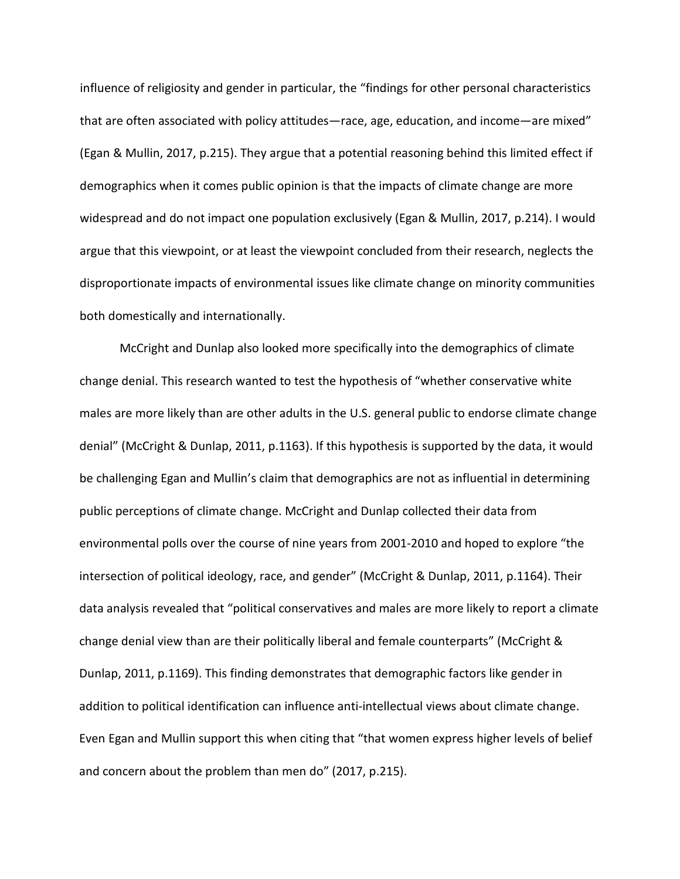influence of religiosity and gender in particular, the "findings for other personal characteristics that are often associated with policy attitudes—race, age, education, and income—are mixed" (Egan & Mullin, 2017, p.215). They argue that a potential reasoning behind this limited effect if demographics when it comes public opinion is that the impacts of climate change are more widespread and do not impact one population exclusively (Egan & Mullin, 2017, p.214). I would argue that this viewpoint, or at least the viewpoint concluded from their research, neglects the disproportionate impacts of environmental issues like climate change on minority communities both domestically and internationally.

McCright and Dunlap also looked more specifically into the demographics of climate change denial. This research wanted to test the hypothesis of "whether conservative white males are more likely than are other adults in the U.S. general public to endorse climate change denial" (McCright & Dunlap, 2011, p.1163). If this hypothesis is supported by the data, it would be challenging Egan and Mullin's claim that demographics are not as influential in determining public perceptions of climate change. McCright and Dunlap collected their data from environmental polls over the course of nine years from 2001-2010 and hoped to explore "the intersection of political ideology, race, and gender" (McCright & Dunlap, 2011, p.1164). Their data analysis revealed that "political conservatives and males are more likely to report a climate change denial view than are their politically liberal and female counterparts" (McCright & Dunlap, 2011, p.1169). This finding demonstrates that demographic factors like gender in addition to political identification can influence anti-intellectual views about climate change. Even Egan and Mullin support this when citing that "that women express higher levels of belief and concern about the problem than men do" (2017, p.215).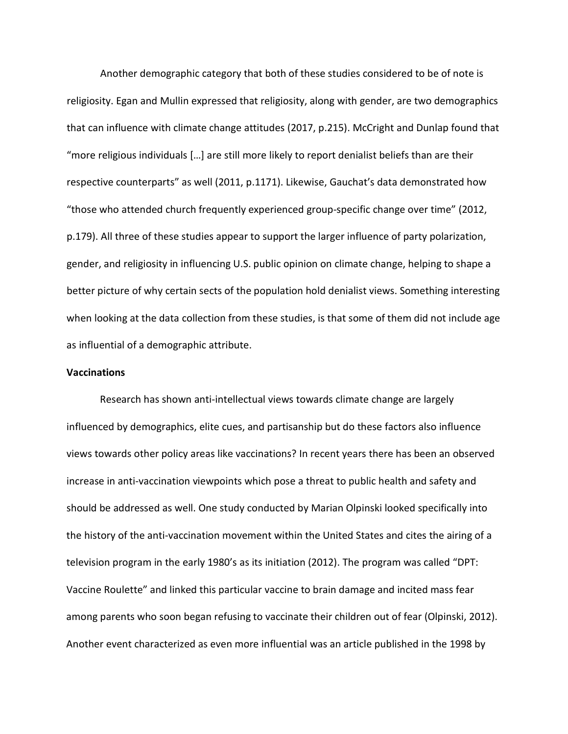Another demographic category that both of these studies considered to be of note is religiosity. Egan and Mullin expressed that religiosity, along with gender, are two demographics that can influence with climate change attitudes (2017, p.215). McCright and Dunlap found that "more religious individuals […] are still more likely to report denialist beliefs than are their respective counterparts" as well (2011, p.1171). Likewise, Gauchat's data demonstrated how "those who attended church frequently experienced group-specific change over time" (2012, p.179). All three of these studies appear to support the larger influence of party polarization, gender, and religiosity in influencing U.S. public opinion on climate change, helping to shape a better picture of why certain sects of the population hold denialist views. Something interesting when looking at the data collection from these studies, is that some of them did not include age as influential of a demographic attribute.

**Vaccinations**

Research has shown anti-intellectual views towards climate change are largely influenced by demographics, elite cues, and partisanship but do these factors also influence views towards other policy areas like vaccinations? In recent years there has been an observed increase in anti-vaccination viewpoints which pose a threat to public health and safety and should be addressed as well. One study conducted by Marian Olpinski looked specifically into the history of the anti-vaccination movement within the United States and cites the airing of a television program in the early 1980's as its initiation (2012). The program was called "DPT: Vaccine Roulette" and linked this particular vaccine to brain damage and incited mass fear among parents who soon began refusing to vaccinate their children out of fear (Olpinski, 2012). Another event characterized as even more influential was an article published in the 1998 by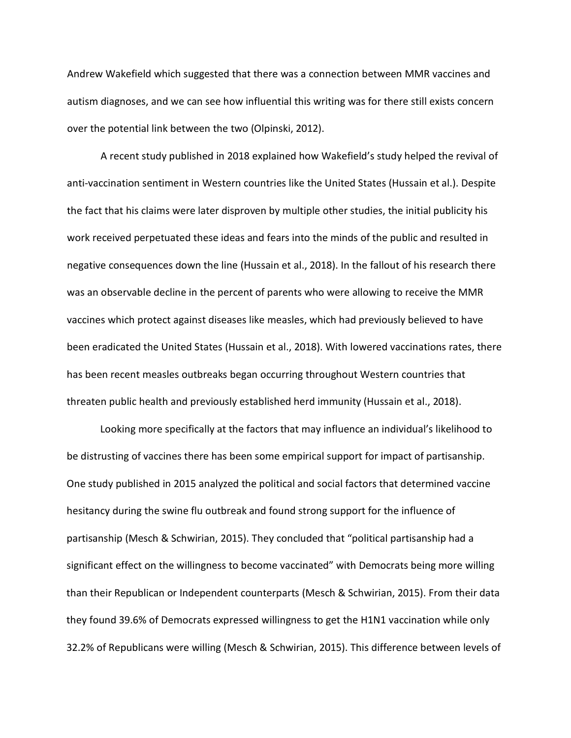Andrew Wakefield which suggested that there was a connection between MMR vaccines and autism diagnoses, and we can see how influential this writing was for there still exists concern over the potential link between the two (Olpinski, 2012).

A recent study published in 2018 explained how Wakefield's study helped the revival of anti-vaccination sentiment in Western countries like the United States (Hussain et al.). Despite the fact that his claims were later disproven by multiple other studies, the initial publicity his work received perpetuated these ideas and fears into the minds of the public and resulted in negative consequences down the line (Hussain et al., 2018). In the fallout of his research there was an observable decline in the percent of parents who were allowing to receive the MMR vaccines which protect against diseases like measles, which had previously believed to have been eradicated the United States (Hussain et al., 2018). With lowered vaccinations rates, there has been recent measles outbreaks began occurring throughout Western countries that threaten public health and previously established herd immunity (Hussain et al., 2018).

Looking more specifically at the factors that may influence an individual's likelihood to be distrusting of vaccines there has been some empirical support for impact of partisanship. One study published in 2015 analyzed the political and social factors that determined vaccine hesitancy during the swine flu outbreak and found strong support for the influence of partisanship (Mesch & Schwirian, 2015). They concluded that "political partisanship had a significant effect on the willingness to become vaccinated" with Democrats being more willing than their Republican or Independent counterparts (Mesch & Schwirian, 2015). From their data they found 39.6% of Democrats expressed willingness to get the H1N1 vaccination while only 32.2% of Republicans were willing (Mesch & Schwirian, 2015). This difference between levels of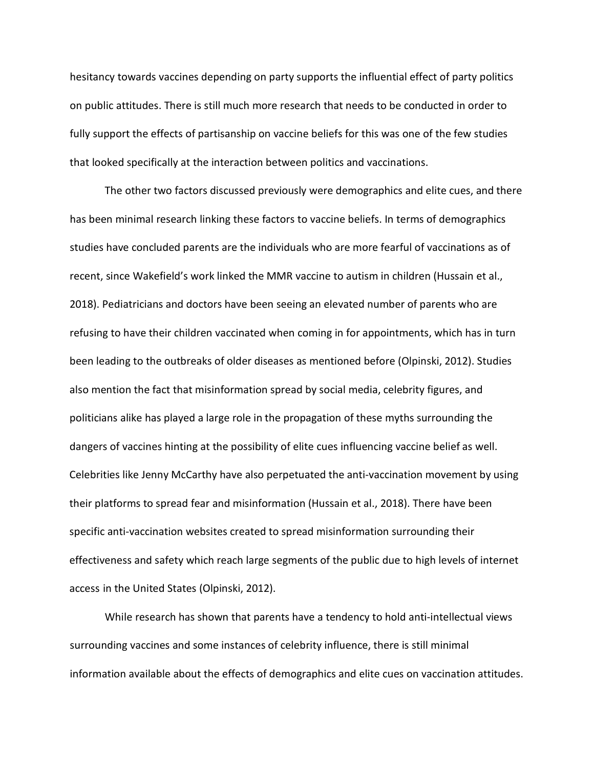hesitancy towards vaccines depending on party supports the influential effect of party politics on public attitudes. There is still much more research that needs to be conducted in order to fully support the effects of partisanship on vaccine beliefs for this was one of the few studies that looked specifically at the interaction between politics and vaccinations.

The other two factors discussed previously were demographics and elite cues, and there has been minimal research linking these factors to vaccine beliefs. In terms of demographics studies have concluded parents are the individuals who are more fearful of vaccinations as of recent, since Wakefield's work linked the MMR vaccine to autism in children (Hussain et al., 2018). Pediatricians and doctors have been seeing an elevated number of parents who are refusing to have their children vaccinated when coming in for appointments, which has in turn been leading to the outbreaks of older diseases as mentioned before (Olpinski, 2012). Studies also mention the fact that misinformation spread by social media, celebrity figures, and politicians alike has played a large role in the propagation of these myths surrounding the dangers of vaccines hinting at the possibility of elite cues influencing vaccine belief as well. Celebrities like Jenny McCarthy have also perpetuated the anti-vaccination movement by using their platforms to spread fear and misinformation (Hussain et al., 2018). There have been specific anti-vaccination websites created to spread misinformation surrounding their effectiveness and safety which reach large segments of the public due to high levels of internet access in the United States (Olpinski, 2012).

While research has shown that parents have a tendency to hold anti-intellectual views surrounding vaccines and some instances of celebrity influence, there is still minimal information available about the effects of demographics and elite cues on vaccination attitudes.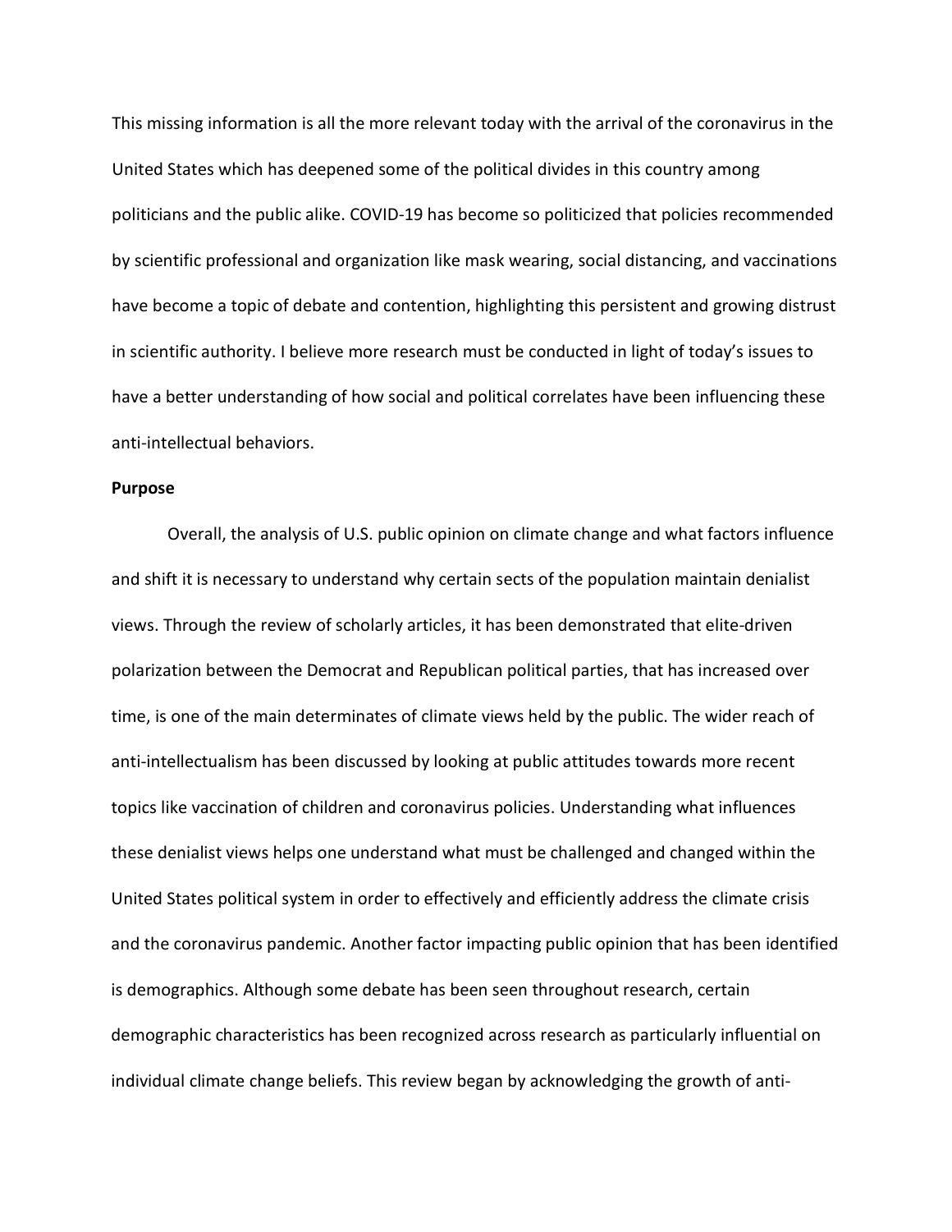This missing information is all the more relevant today with the arrival of the coronavirus in the United States which has deepened some of the political divides in this country among politicians and the public alike. COVID-19 has become so politicized that policies recommended by scientific professional and organization like mask wearing, social distancing, and vaccinations have become a topic of debate and contention, highlighting this persistent and growing distrust in scientific authority. I believe more research must be conducted in light of today's issues to have a better understanding of how social and political correlates have been influencing these anti-intellectual behaviors.

**Purpose**

Overall, the analysis of U.S. public opinion on climate change and what factors influence and shift it is necessary to understand why certain sects of the population maintain denialist views. Through the review of scholarly articles, it has been demonstrated that elite-driven polarization between the Democrat and Republican political parties, that has increased over time, is one of the main determinates of climate views held by the public. The wider reach of anti-intellectualism has been discussed by looking at public attitudes towards more recent topics like vaccination of children and coronavirus policies. Understanding what influences these denialist views helps one understand what must be challenged and changed within the United States political system in order to effectively and efficiently address the climate crisis and the coronavirus pandemic. Another factor impacting public opinion that has been identified is demographics. Although some debate has been seen throughout research, certain demographic characteristics has been recognized across research as particularly influential on individual climate change beliefs. This review began by acknowledging the growth of anti-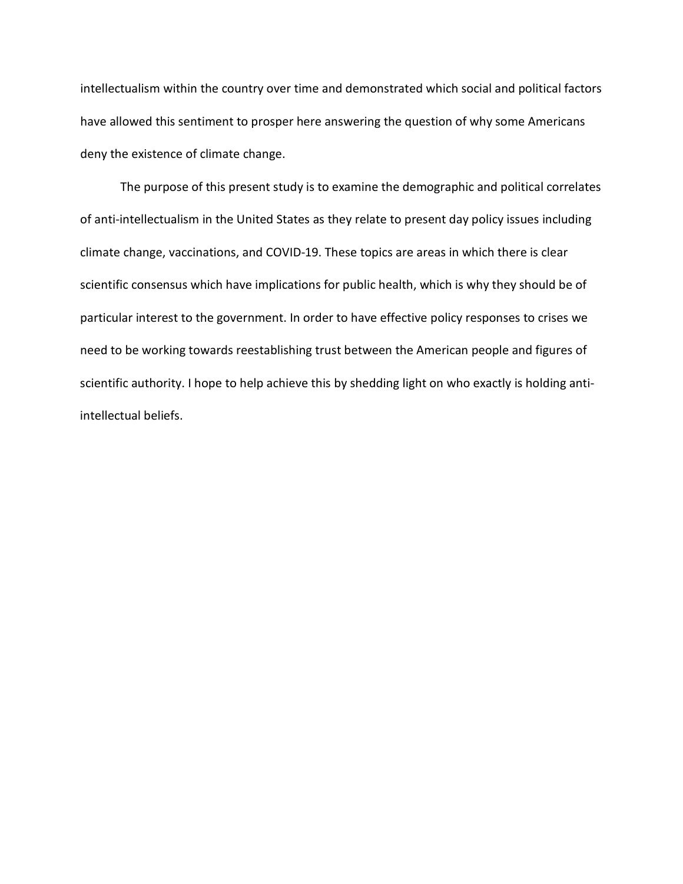intellectualism within the country over time and demonstrated which social and political factors have allowed this sentiment to prosper here answering the question of why some Americans deny the existence of climate change.

The purpose of this present study is to examine the demographic and political correlates of anti-intellectualism in the United States as they relate to present day policy issues including climate change, vaccinations, and COVID-19. These topics are areas in which there is clear scientific consensus which have implications for public health, which is why they should be of particular interest to the government. In order to have effective policy responses to crises we need to be working towards reestablishing trust between the American people and figures of scientific authority. I hope to help achieve this by shedding light on who exactly is holding anti-intellectual beliefs.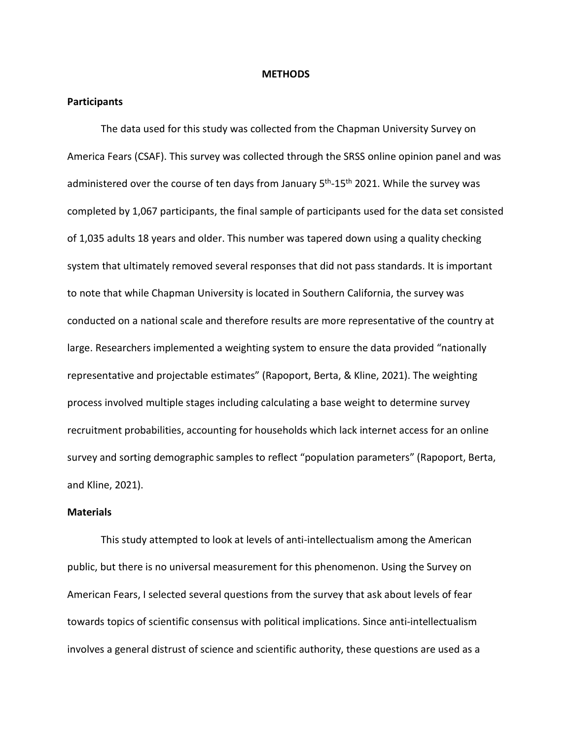# METHODS

## Participants

The data used for this study was collected from the Chapman University Survey on America Fears (CSAF). This survey was collected through the SRSS online opinion panel and was administered over the course of ten days from January 5th-15th 2021. While the survey was completed by 1,067 participants, the final sample of participants used for the data set consisted of 1,035 adults 18 years and older. This number was tapered down using a quality checking system that ultimately removed several responses that did not pass standards. It is important to note that while Chapman University is located in Southern California, the survey was conducted on a national scale and therefore results are more representative of the country at large. Researchers implemented a weighting system to ensure the data provided "nationally representative and projectable estimates" (Rapoport, Berta, & Kline, 2021). The weighting process involved multiple stages including calculating a base weight to determine survey recruitment probabilities, accounting for households which lack internet access for an online survey and sorting demographic samples to reflect "population parameters" (Rapoport, Berta, and Kline, 2021).

## Materials

This study attempted to look at levels of anti-intellectualism among the American public, but there is no universal measurement for this phenomenon. Using the Survey on American Fears, I selected several questions from the survey that ask about levels of fear towards topics of scientific consensus with political implications. Since anti-intellectualism involves a general distrust of science and scientific authority, these questions are used as a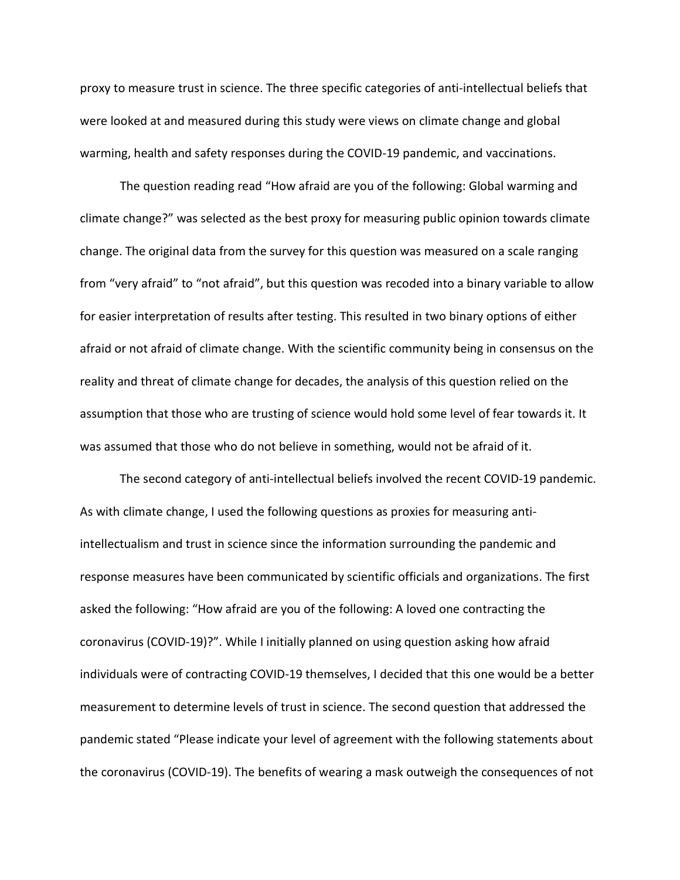proxy to measure trust in science. The three specific categories of anti-intellectual beliefs that were looked at and measured during this study were views on climate change and global warming, health and safety responses during the COVID-19 pandemic, and vaccinations.

The question reading read “How afraid are you of the following: Global warming and climate change?” was selected as the best proxy for measuring public opinion towards climate change. The original data from the survey for this question was measured on a scale ranging from “very afraid” to “not afraid”, but this question was recoded into a binary variable to allow for easier interpretation of results after testing. This resulted in two binary options of either afraid or not afraid of climate change. With the scientific community being in consensus on the reality and threat of climate change for decades, the analysis of this question relied on the assumption that those who are trusting of science would hold some level of fear towards it. It was assumed that those who do not believe in something, would not be afraid of it.

The second category of anti-intellectual beliefs involved the recent COVID-19 pandemic. As with climate change, I used the following questions as proxies for measuring anti-intellectualism and trust in science since the information surrounding the pandemic and response measures have been communicated by scientific officials and organizations. The first asked the following: “How afraid are you of the following: A loved one contracting the coronavirus (COVID-19)?”. While I initially planned on using question asking how afraid individuals were of contracting COVID-19 themselves, I decided that this one would be a better measurement to determine levels of trust in science. The second question that addressed the pandemic stated “Please indicate your level of agreement with the following statements about the coronavirus (COVID-19). The benefits of wearing a mask outweigh the consequences of not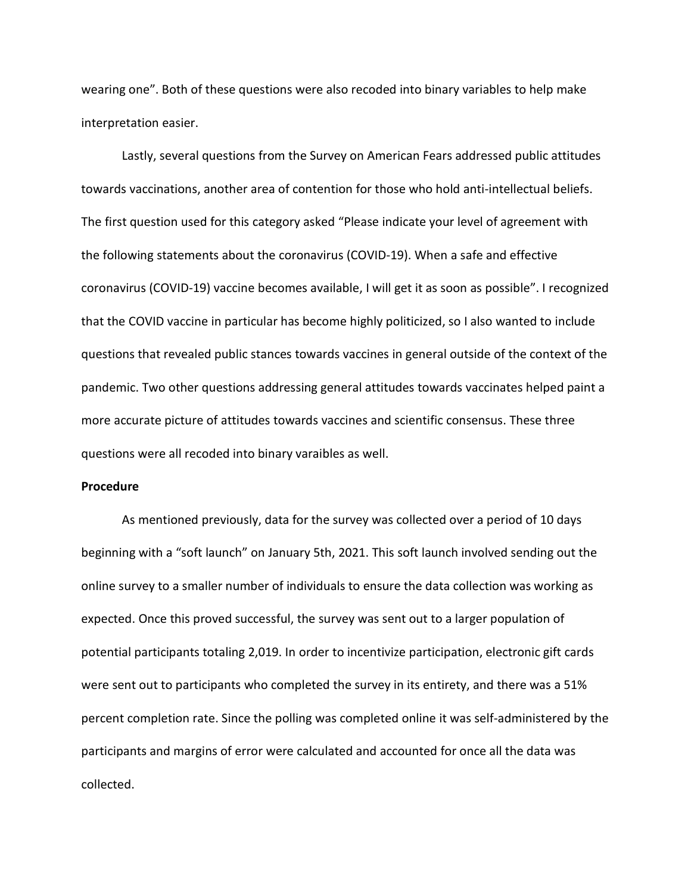wearing one". Both of these questions were also recoded into binary variables to help make interpretation easier.

Lastly, several questions from the Survey on American Fears addressed public attitudes towards vaccinations, another area of contention for those who hold anti-intellectual beliefs. The first question used for this category asked "Please indicate your level of agreement with the following statements about the coronavirus (COVID-19). When a safe and effective coronavirus (COVID-19) vaccine becomes available, I will get it as soon as possible". I recognized that the COVID vaccine in particular has become highly politicized, so I also wanted to include questions that revealed public stances towards vaccines in general outside of the context of the pandemic. Two other questions addressing general attitudes towards vaccinates helped paint a more accurate picture of attitudes towards vaccines and scientific consensus. These three questions were all recoded into binary varaibles as well.

**Procedure**

As mentioned previously, data for the survey was collected over a period of 10 days beginning with a "soft launch" on January 5th, 2021. This soft launch involved sending out the online survey to a smaller number of individuals to ensure the data collection was working as expected. Once this proved successful, the survey was sent out to a larger population of potential participants totaling 2,019. In order to incentivize participation, electronic gift cards were sent out to participants who completed the survey in its entirety, and there was a 51% percent completion rate. Since the polling was completed online it was self-administered by the participants and margins of error were calculated and accounted for once all the data was collected.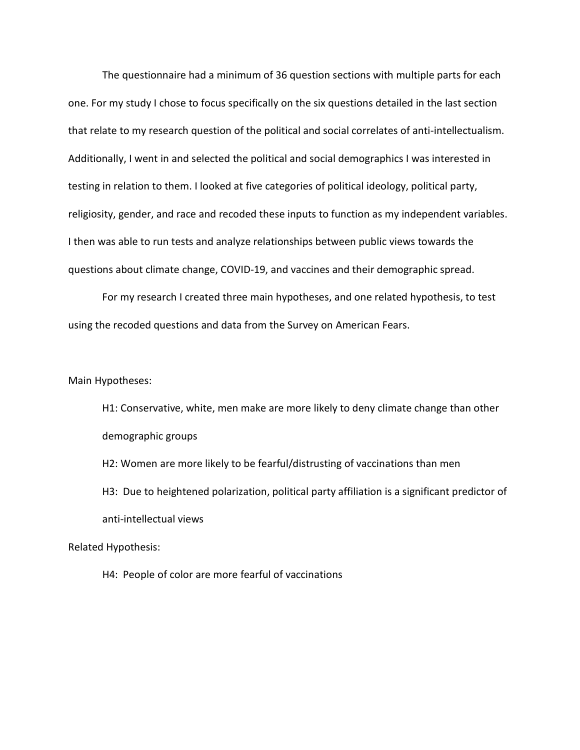The questionnaire had a minimum of 36 question sections with multiple parts for each one. For my study I chose to focus specifically on the six questions detailed in the last section that relate to my research question of the political and social correlates of anti-intellectualism. Additionally, I went in and selected the political and social demographics I was interested in testing in relation to them. I looked at five categories of political ideology, political party, religiosity, gender, and race and recoded these inputs to function as my independent variables. I then was able to run tests and analyze relationships between public views towards the questions about climate change, COVID-19, and vaccines and their demographic spread.

For my research I created three main hypotheses, and one related hypothesis, to test using the recoded questions and data from the Survey on American Fears.

Main Hypotheses:

> H1: Conservative, white, men make are more likely to deny climate change than other demographic groups
>
> H2: Women are more likely to be fearful/distrusting of vaccinations than men
>
> H3: Due to heightened polarization, political party affiliation is a significant predictor of anti-intellectual views

Related Hypothesis:

> H4: People of color are more fearful of vaccinations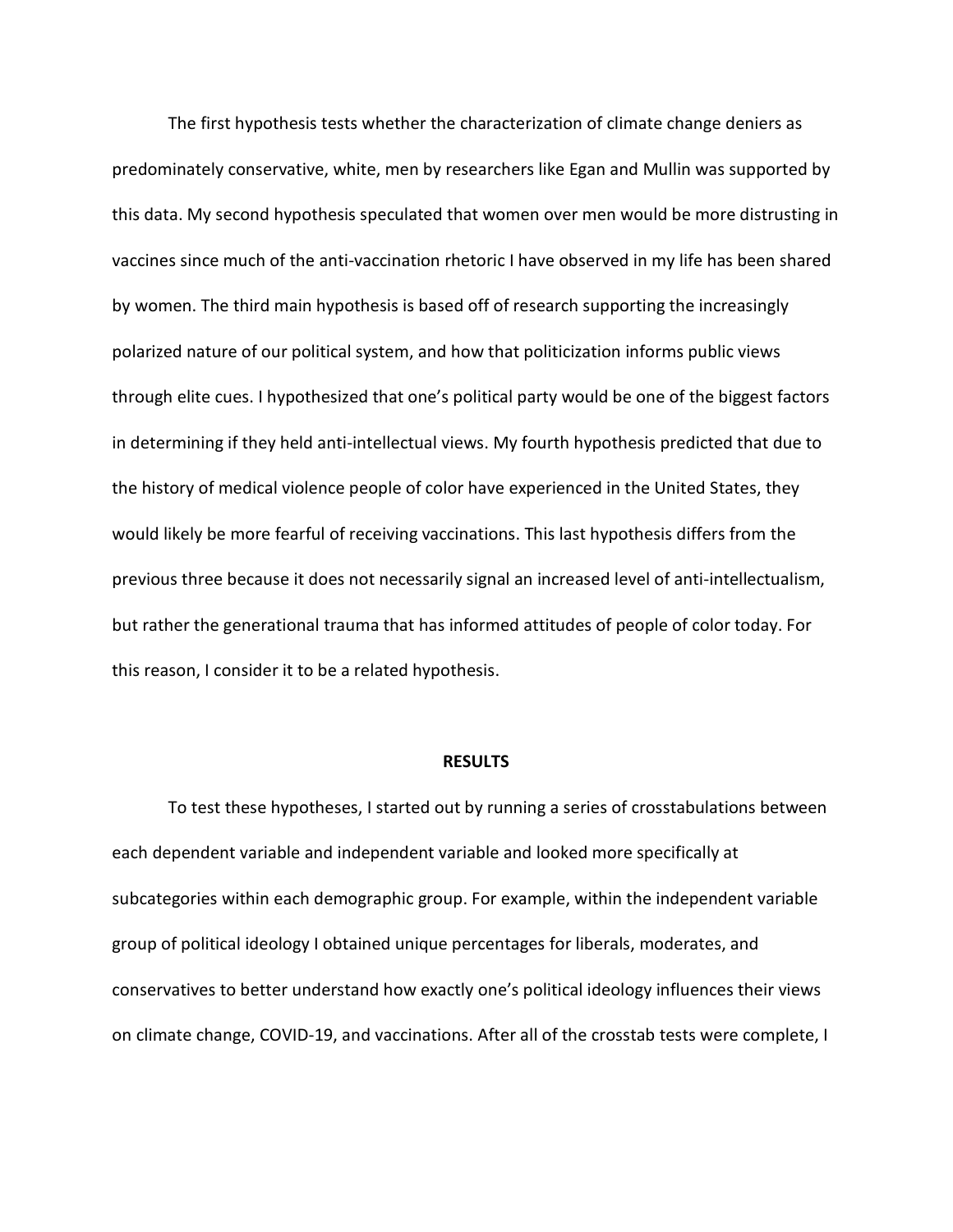The first hypothesis tests whether the characterization of climate change deniers as predominately conservative, white, men by researchers like Egan and Mullin was supported by this data. My second hypothesis speculated that women over men would be more distrusting in vaccines since much of the anti-vaccination rhetoric I have observed in my life has been shared by women. The third main hypothesis is based off of research supporting the increasingly polarized nature of our political system, and how that politicization informs public views through elite cues. I hypothesized that one's political party would be one of the biggest factors in determining if they held anti-intellectual views. My fourth hypothesis predicted that due to the history of medical violence people of color have experienced in the United States, they would likely be more fearful of receiving vaccinations. This last hypothesis differs from the previous three because it does not necessarily signal an increased level of anti-intellectualism, but rather the generational trauma that has informed attitudes of people of color today. For this reason, I consider it to be a related hypothesis.

## RESULTS

To test these hypotheses, I started out by running a series of crosstabulations between each dependent variable and independent variable and looked more specifically at subcategories within each demographic group. For example, within the independent variable group of political ideology I obtained unique percentages for liberals, moderates, and conservatives to better understand how exactly one's political ideology influences their views on climate change, COVID-19, and vaccinations. After all of the crosstab tests were complete, I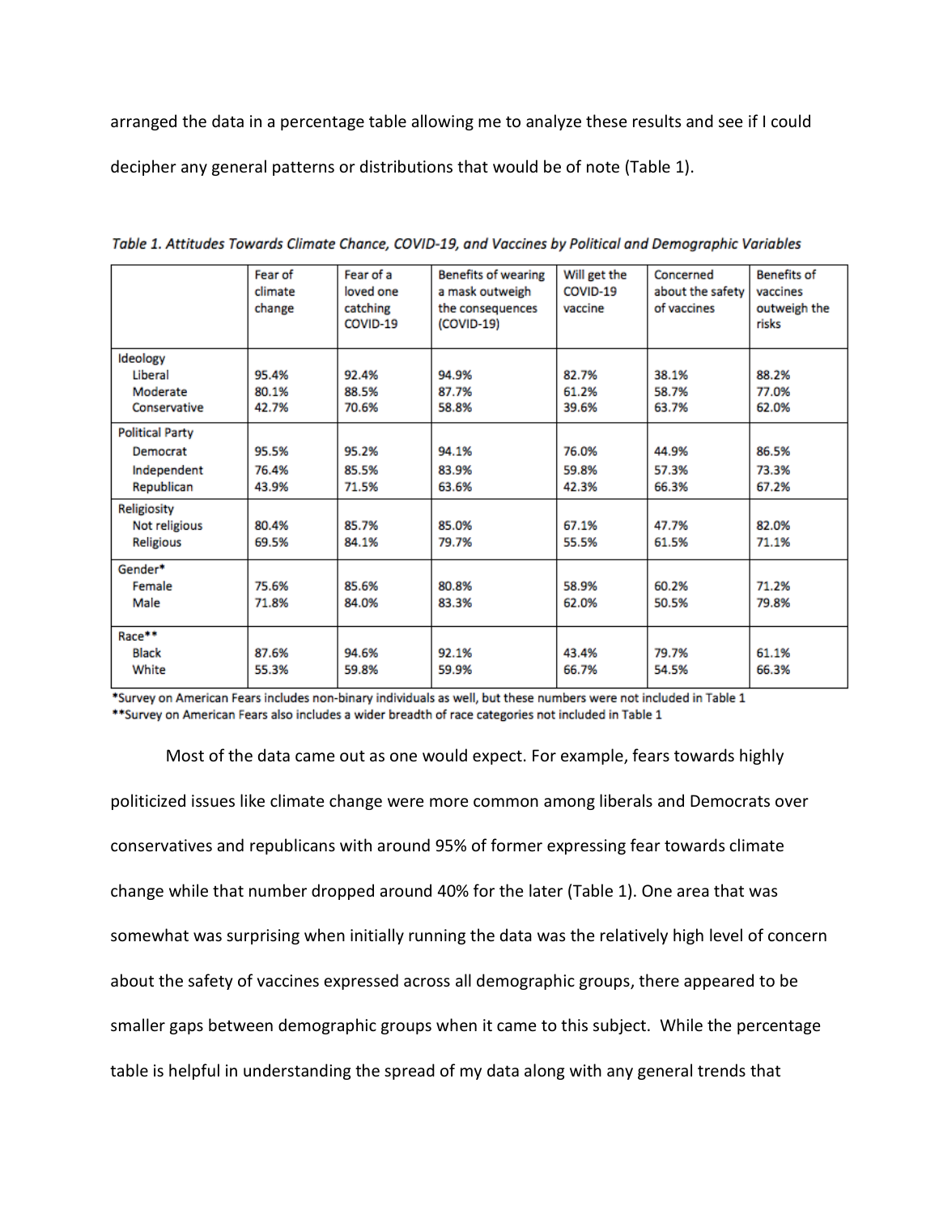arranged the data in a percentage table allowing me to analyze these results and see if I could decipher any general patterns or distributions that would be of note (Table 1).

*Table 1. Attitudes Towards Climate Chance, COVID-19, and Vaccines by Political and Demographic Variables*

| | Fear of climate change | Fear of a loved one catching COVID-19 | Benefits of wearing a mask outweigh the consequences (COVID-19) | Will get the COVID-19 vaccine | Concerned about the safety of vaccines | Benefits of vaccines outweigh the risks |
|---|---|---|---|---|---|---|
| **Ideology** | | | | | | |
| Liberal | 95.4% | 92.4% | 94.9% | 82.7% | 38.1% | 88.2% |
| Moderate | 80.1% | 88.5% | 87.7% | 61.2% | 58.7% | 77.0% |
| Conservative | 42.7% | 70.6% | 58.8% | 39.6% | 63.7% | 62.0% |
| **Political Party** | | | | | | |
| Democrat | 95.5% | 95.2% | 94.1% | 76.0% | 44.9% | 86.5% |
| Independent | 76.4% | 85.5% | 83.9% | 59.8% | 57.3% | 73.3% |
| Republican | 43.9% | 71.5% | 63.6% | 42.3% | 66.3% | 67.2% |
| **Religiosity** | | | | | | |
| Not religious | 80.4% | 85.7% | 85.0% | 67.1% | 47.7% | 82.0% |
| Religious | 69.5% | 84.1% | 79.7% | 55.5% | 61.5% | 71.1% |
| **Gender*** | | | | | | |
| Female | 75.6% | 85.6% | 80.8% | 58.9% | 60.2% | 71.2% |
| Male | 71.8% | 84.0% | 83.3% | 62.0% | 50.5% | 79.8% |
| **Race**** | | | | | | |
| Black | 87.6% | 94.6% | 92.1% | 43.4% | 79.7% | 61.1% |
| White | 55.3% | 59.8% | 59.9% | 66.7% | 54.5% | 66.3% |

*Survey on American Fears includes non-binary individuals as well, but these numbers were not included in Table 1
**Survey on American Fears also includes a wider breadth of race categories not included in Table 1

Most of the data came out as one would expect. For example, fears towards highly politicized issues like climate change were more common among liberals and Democrats over conservatives and republicans with around 95% of former expressing fear towards climate change while that number dropped around 40% for the later (Table 1). One area that was somewhat was surprising when initially running the data was the relatively high level of concern about the safety of vaccines expressed across all demographic groups, there appeared to be smaller gaps between demographic groups when it came to this subject. While the percentage table is helpful in understanding the spread of my data along with any general trends that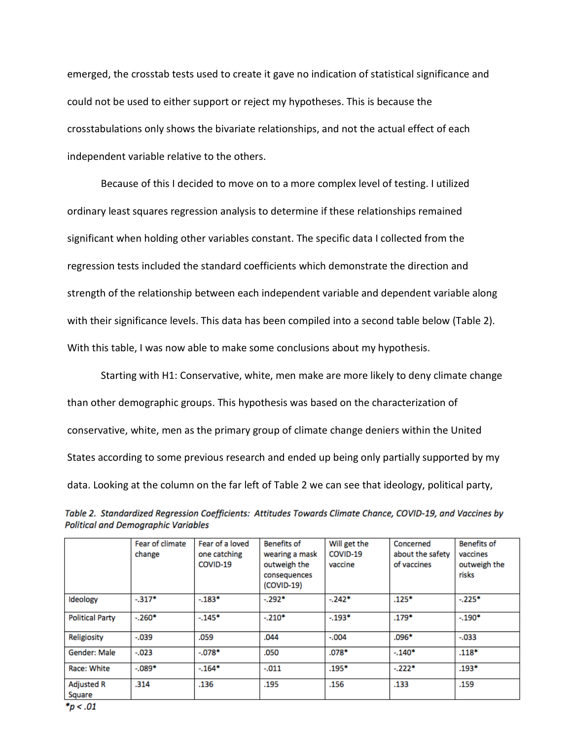emerged, the crosstab tests used to create it gave no indication of statistical significance and could not be used to either support or reject my hypotheses. This is because the crosstabulations only shows the bivariate relationships, and not the actual effect of each independent variable relative to the others.

Because of this I decided to move on to a more complex level of testing. I utilized ordinary least squares regression analysis to determine if these relationships remained significant when holding other variables constant. The specific data I collected from the regression tests included the standard coefficients which demonstrate the direction and strength of the relationship between each independent variable and dependent variable along with their significance levels. This data has been compiled into a second table below (Table 2). With this table, I was now able to make some conclusions about my hypothesis.

Starting with H1: Conservative, white, men make are more likely to deny climate change than other demographic groups. This hypothesis was based on the characterization of conservative, white, men as the primary group of climate change deniers within the United States according to some previous research and ended up being only partially supported by my data. Looking at the column on the far left of Table 2 we can see that ideology, political party,

*Table 2. Standardized Regression Coefficients: Attitudes Towards Climate Chance, COVID-19, and Vaccines by Political and Demographic Variables*

| | Fear of climate change | Fear of a loved one catching COVID-19 | Benefits of wearing a mask outweigh the consequences (COVID-19) | Will get the COVID-19 vaccine | Concerned about the safety of vaccines | Benefits of vaccines outweigh the risks |
|---|---|---|---|---|---|---|
| Ideology | -.317* | -.183* | -.292* | -.242* | .125* | -.225* |
| Political Party | -.260* | -.145* | -.210* | -.193* | .179* | -.190* |
| Religiosity | -.039 | .059 | .044 | -.004 | .096* | -.033 |
| Gender: Male | -.023 | -.078* | .050 | .078* | -.140* | .118* |
| Race: White | -.089* | -.164* | -.011 | .195* | -.222* | .193* |
| Adjusted R Square | .314 | .136 | .195 | .156 | .133 | .159 |

*$p < .01$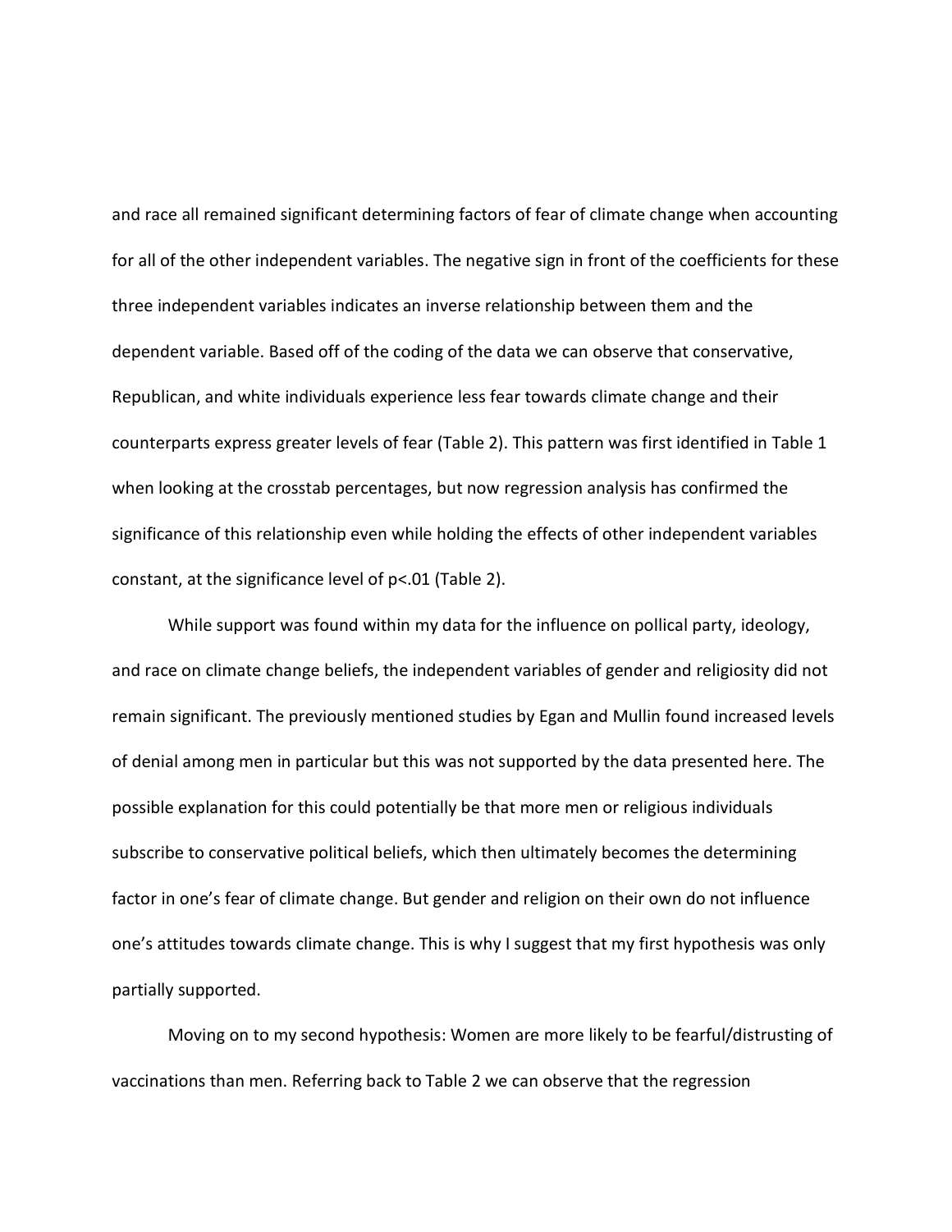and race all remained significant determining factors of fear of climate change when accounting for all of the other independent variables. The negative sign in front of the coefficients for these three independent variables indicates an inverse relationship between them and the dependent variable. Based off of the coding of the data we can observe that conservative, Republican, and white individuals experience less fear towards climate change and their counterparts express greater levels of fear (Table 2). This pattern was first identified in Table 1 when looking at the crosstab percentages, but now regression analysis has confirmed the significance of this relationship even while holding the effects of other independent variables constant, at the significance level of $p<.01$ (Table 2).

While support was found within my data for the influence on pollical party, ideology, and race on climate change beliefs, the independent variables of gender and religiosity did not remain significant. The previously mentioned studies by Egan and Mullin found increased levels of denial among men in particular but this was not supported by the data presented here. The possible explanation for this could potentially be that more men or religious individuals subscribe to conservative political beliefs, which then ultimately becomes the determining factor in one's fear of climate change. But gender and religion on their own do not influence one's attitudes towards climate change. This is why I suggest that my first hypothesis was only partially supported.

Moving on to my second hypothesis: Women are more likely to be fearful/distrusting of vaccinations than men. Referring back to Table 2 we can observe that the regression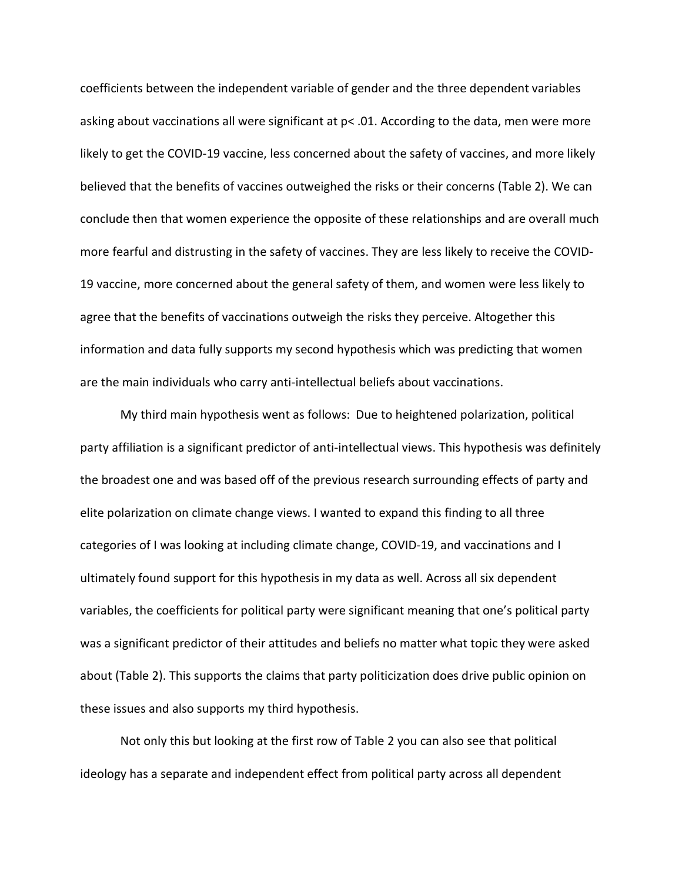coefficients between the independent variable of gender and the three dependent variables asking about vaccinations all were significant at $p < .01$. According to the data, men were more likely to get the COVID-19 vaccine, less concerned about the safety of vaccines, and more likely believed that the benefits of vaccines outweighed the risks or their concerns (Table 2). We can conclude then that women experience the opposite of these relationships and are overall much more fearful and distrusting in the safety of vaccines. They are less likely to receive the COVID-19 vaccine, more concerned about the general safety of them, and women were less likely to agree that the benefits of vaccinations outweigh the risks they perceive. Altogether this information and data fully supports my second hypothesis which was predicting that women are the main individuals who carry anti-intellectual beliefs about vaccinations.

My third main hypothesis went as follows: Due to heightened polarization, political party affiliation is a significant predictor of anti-intellectual views. This hypothesis was definitely the broadest one and was based off of the previous research surrounding effects of party and elite polarization on climate change views. I wanted to expand this finding to all three categories of I was looking at including climate change, COVID-19, and vaccinations and I ultimately found support for this hypothesis in my data as well. Across all six dependent variables, the coefficients for political party were significant meaning that one's political party was a significant predictor of their attitudes and beliefs no matter what topic they were asked about (Table 2). This supports the claims that party politicization does drive public opinion on these issues and also supports my third hypothesis.

Not only this but looking at the first row of Table 2 you can also see that political ideology has a separate and independent effect from political party across all dependent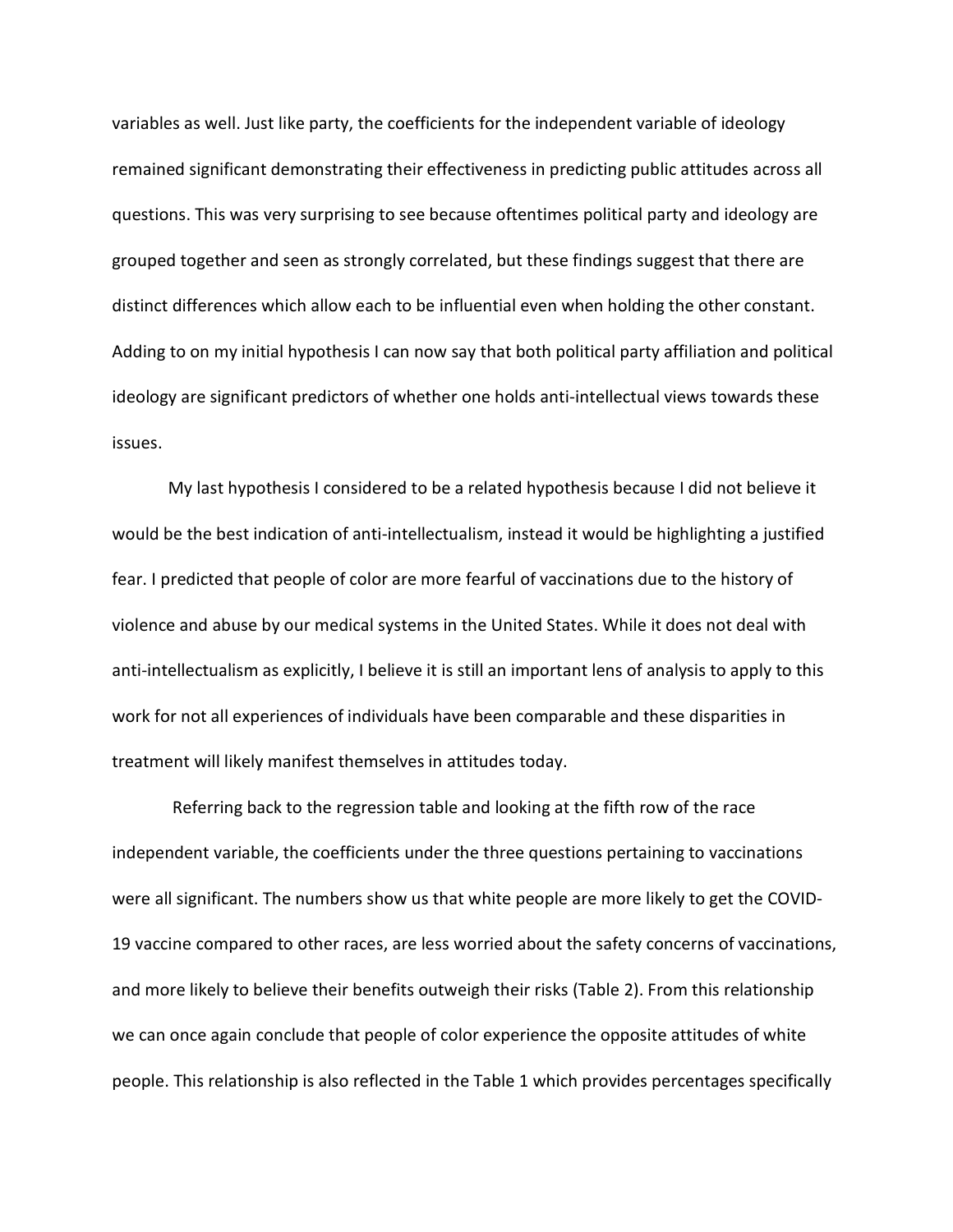variables as well. Just like party, the coefficients for the independent variable of ideology remained significant demonstrating their effectiveness in predicting public attitudes across all questions. This was very surprising to see because oftentimes political party and ideology are grouped together and seen as strongly correlated, but these findings suggest that there are distinct differences which allow each to be influential even when holding the other constant. Adding to on my initial hypothesis I can now say that both political party affiliation and political ideology are significant predictors of whether one holds anti-intellectual views towards these issues.

My last hypothesis I considered to be a related hypothesis because I did not believe it would be the best indication of anti-intellectualism, instead it would be highlighting a justified fear. I predicted that people of color are more fearful of vaccinations due to the history of violence and abuse by our medical systems in the United States. While it does not deal with anti-intellectualism as explicitly, I believe it is still an important lens of analysis to apply to this work for not all experiences of individuals have been comparable and these disparities in treatment will likely manifest themselves in attitudes today.

Referring back to the regression table and looking at the fifth row of the race independent variable, the coefficients under the three questions pertaining to vaccinations were all significant. The numbers show us that white people are more likely to get the COVID-19 vaccine compared to other races, are less worried about the safety concerns of vaccinations, and more likely to believe their benefits outweigh their risks (Table 2). From this relationship we can once again conclude that people of color experience the opposite attitudes of white people. This relationship is also reflected in the Table 1 which provides percentages specifically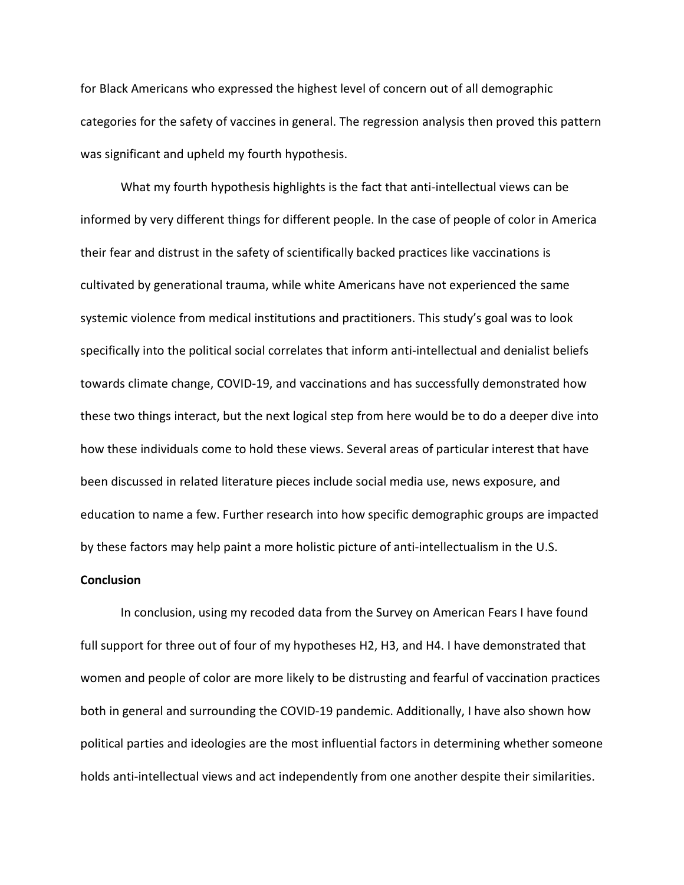for Black Americans who expressed the highest level of concern out of all demographic categories for the safety of vaccines in general. The regression analysis then proved this pattern was significant and upheld my fourth hypothesis.

What my fourth hypothesis highlights is the fact that anti-intellectual views can be informed by very different things for different people. In the case of people of color in America their fear and distrust in the safety of scientifically backed practices like vaccinations is cultivated by generational trauma, while white Americans have not experienced the same systemic violence from medical institutions and practitioners. This study's goal was to look specifically into the political social correlates that inform anti-intellectual and denialist beliefs towards climate change, COVID-19, and vaccinations and has successfully demonstrated how these two things interact, but the next logical step from here would be to do a deeper dive into how these individuals come to hold these views. Several areas of particular interest that have been discussed in related literature pieces include social media use, news exposure, and education to name a few. Further research into how specific demographic groups are impacted by these factors may help paint a more holistic picture of anti-intellectualism in the U.S.

**Conclusion**

In conclusion, using my recoded data from the Survey on American Fears I have found full support for three out of four of my hypotheses H2, H3, and H4. I have demonstrated that women and people of color are more likely to be distrusting and fearful of vaccination practices both in general and surrounding the COVID-19 pandemic. Additionally, I have also shown how political parties and ideologies are the most influential factors in determining whether someone holds anti-intellectual views and act independently from one another despite their similarities.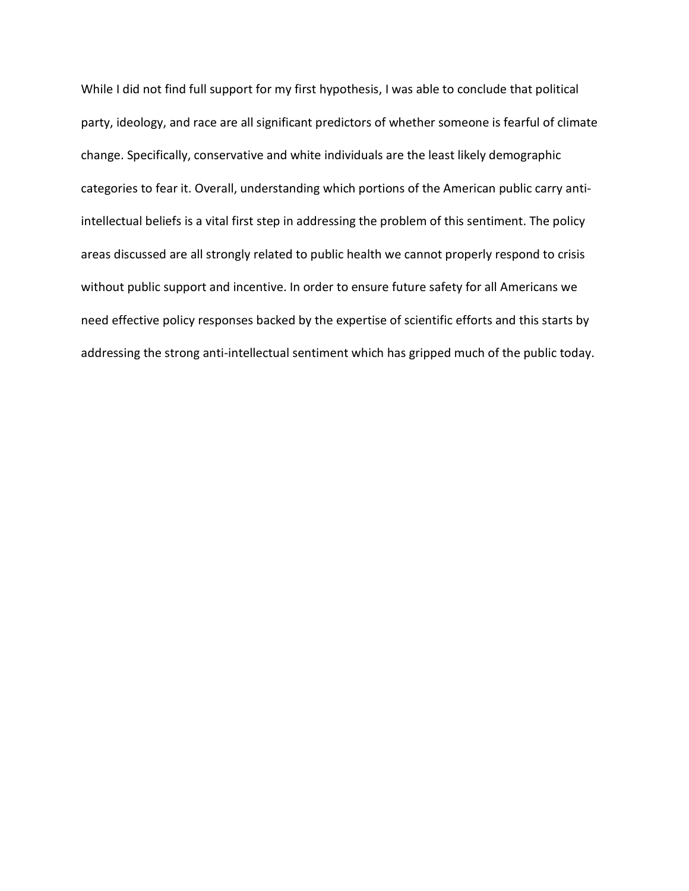While I did not find full support for my first hypothesis, I was able to conclude that political party, ideology, and race are all significant predictors of whether someone is fearful of climate change. Specifically, conservative and white individuals are the least likely demographic categories to fear it. Overall, understanding which portions of the American public carry anti-intellectual beliefs is a vital first step in addressing the problem of this sentiment. The policy areas discussed are all strongly related to public health we cannot properly respond to crisis without public support and incentive. In order to ensure future safety for all Americans we need effective policy responses backed by the expertise of scientific efforts and this starts by addressing the strong anti-intellectual sentiment which has gripped much of the public today.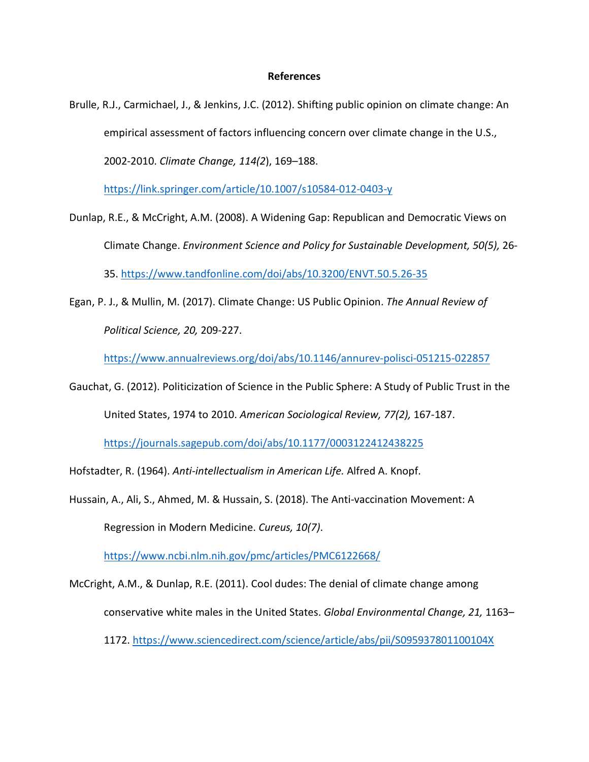# References

Brulle, R.J., Carmichael, J., & Jenkins, J.C. (2012). Shifting public opinion on climate change: An empirical assessment of factors influencing concern over climate change in the U.S., 2002-2010. *Climate Change, 114(2*), 169–188. https://link.springer.com/article/10.1007/s10584-012-0403-y

Dunlap, R.E., & McCright, A.M. (2008). A Widening Gap: Republican and Democratic Views on Climate Change. *Environment Science and Policy for Sustainable Development, 50(5),* 26-35. https://www.tandfonline.com/doi/abs/10.3200/ENVT.50.5.26-35

Egan, P. J., & Mullin, M. (2017). Climate Change: US Public Opinion. *The Annual Review of Political Science, 20,* 209-227. https://www.annualreviews.org/doi/abs/10.1146/annurev-polisci-051215-022857

Gauchat, G. (2012). Politicization of Science in the Public Sphere: A Study of Public Trust in the United States, 1974 to 2010. *American Sociological Review, 77(2),* 167-187. https://journals.sagepub.com/doi/abs/10.1177/0003122412438225

Hofstadter, R. (1964). *Anti-intellectualism in American Life.* Alfred A. Knopf.

Hussain, A., Ali, S., Ahmed, M. & Hussain, S. (2018). The Anti-vaccination Movement: A Regression in Modern Medicine. *Cureus, 10(7)*. https://www.ncbi.nlm.nih.gov/pmc/articles/PMC6122668/

McCright, A.M., & Dunlap, R.E. (2011). Cool dudes: The denial of climate change among conservative white males in the United States. *Global Environmental Change, 21,* 1163–1172. https://www.sciencedirect.com/science/article/abs/pii/S095937801100104X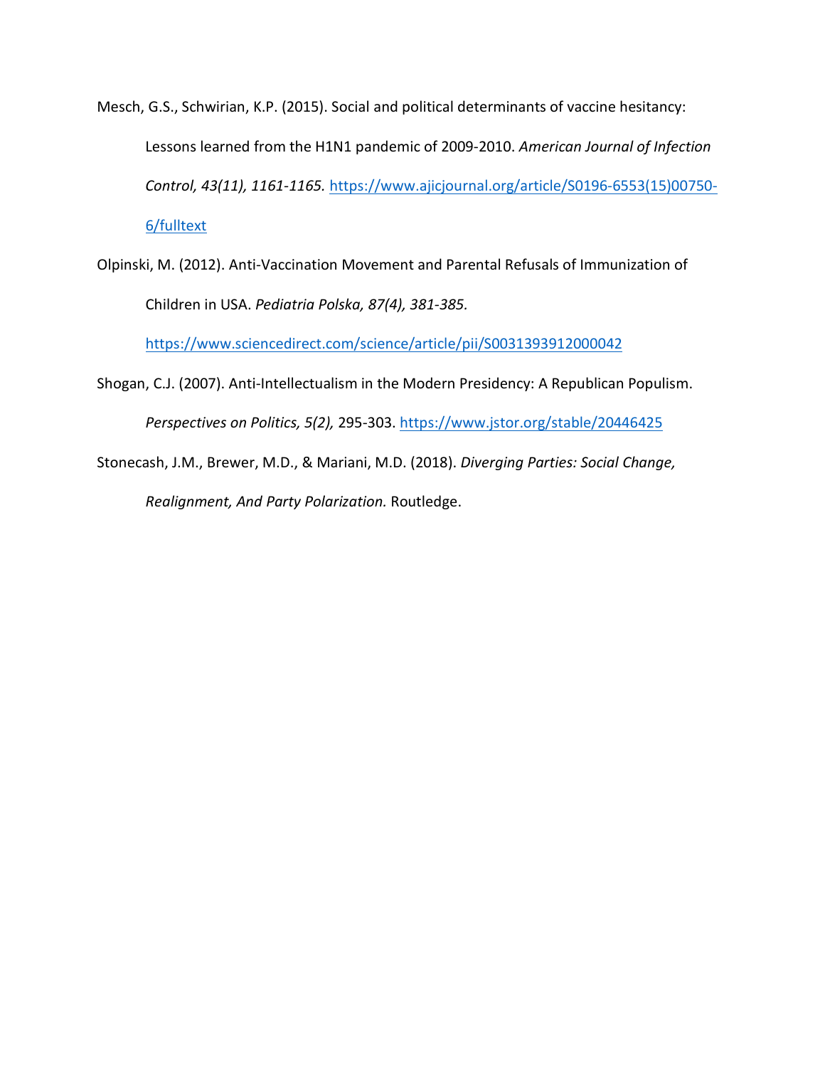Mesch, G.S., Schwirian, K.P. (2015). Social and political determinants of vaccine hesitancy: Lessons learned from the H1N1 pandemic of 2009-2010. *American Journal of Infection Control, 43(11), 1161-1165.* https://www.ajicjournal.org/article/S0196-6553(15)00750-6/fulltext

Olpinski, M. (2012). Anti-Vaccination Movement and Parental Refusals of Immunization of Children in USA. *Pediatria Polska, 87(4), 381-385.* https://www.sciencedirect.com/science/article/pii/S0031393912000042

Shogan, C.J. (2007). Anti-Intellectualism in the Modern Presidency: A Republican Populism. *Perspectives on Politics, 5(2),* 295-303. https://www.jstor.org/stable/20446425

Stonecash, J.M., Brewer, M.D., & Mariani, M.D. (2018). *Diverging Parties: Social Change, Realignment, And Party Polarization.* Routledge.